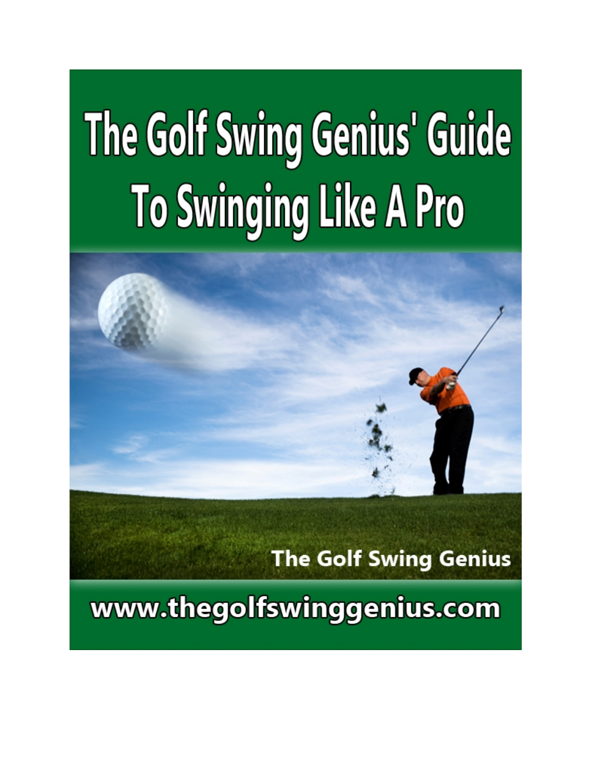# The Golf Swing Genius' Guide To Swinging Like A Pro

**The Golf Swing Genius**

**www.thegolfswinggenius.com**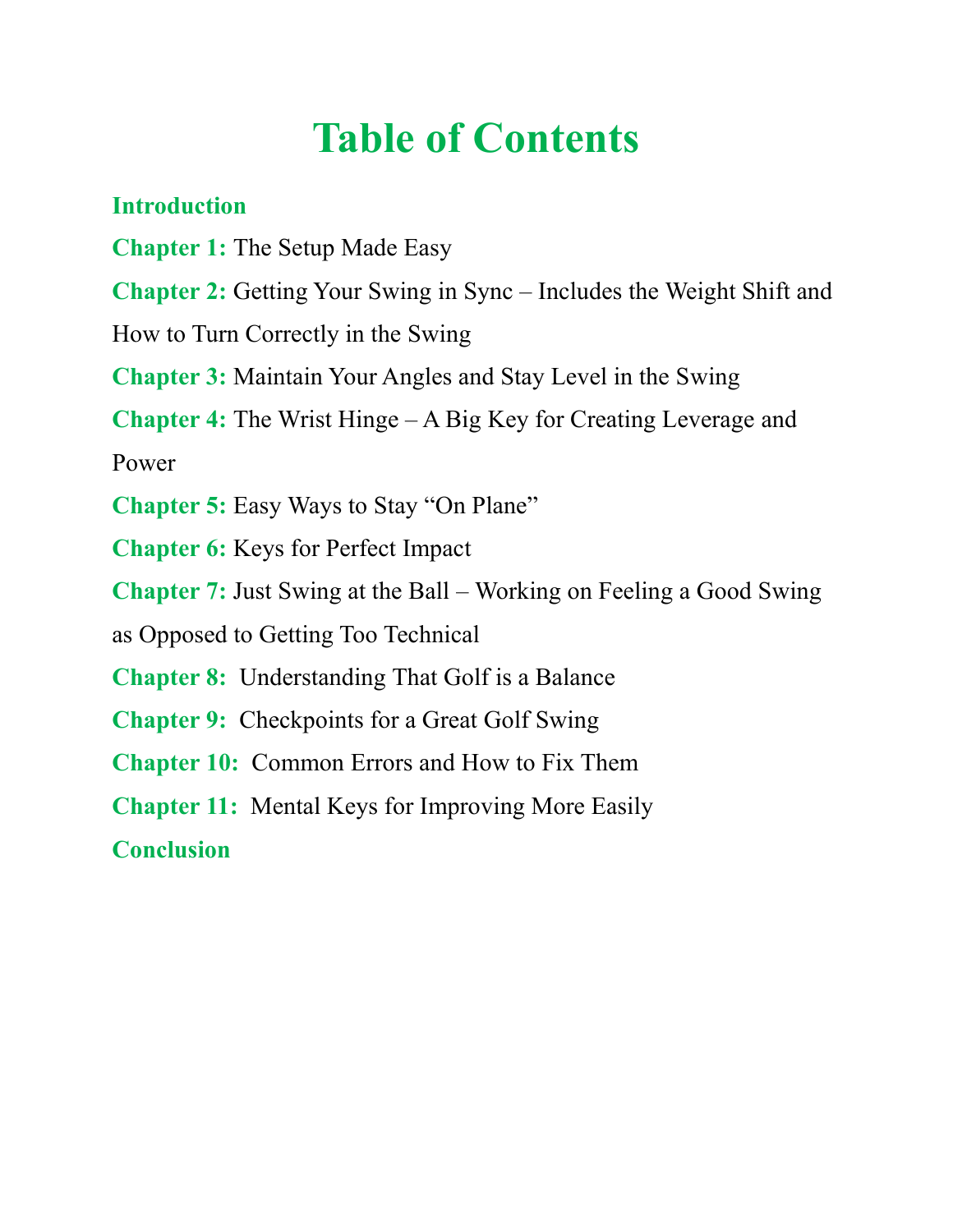# Table of Contents

**Introduction**

**Chapter 1:** The Setup Made Easy

**Chapter 2:** Getting Your Swing in Sync – Includes the Weight Shift and How to Turn Correctly in the Swing

**Chapter 3:** Maintain Your Angles and Stay Level in the Swing

**Chapter 4:** The Wrist Hinge – A Big Key for Creating Leverage and Power

**Chapter 5:** Easy Ways to Stay "On Plane"

**Chapter 6:** Keys for Perfect Impact

**Chapter 7:** Just Swing at the Ball – Working on Feeling a Good Swing as Opposed to Getting Too Technical

**Chapter 8:** Understanding That Golf is a Balance

**Chapter 9:** Checkpoints for a Great Golf Swing

**Chapter 10:** Common Errors and How to Fix Them

**Chapter 11:** Mental Keys for Improving More Easily

**Conclusion**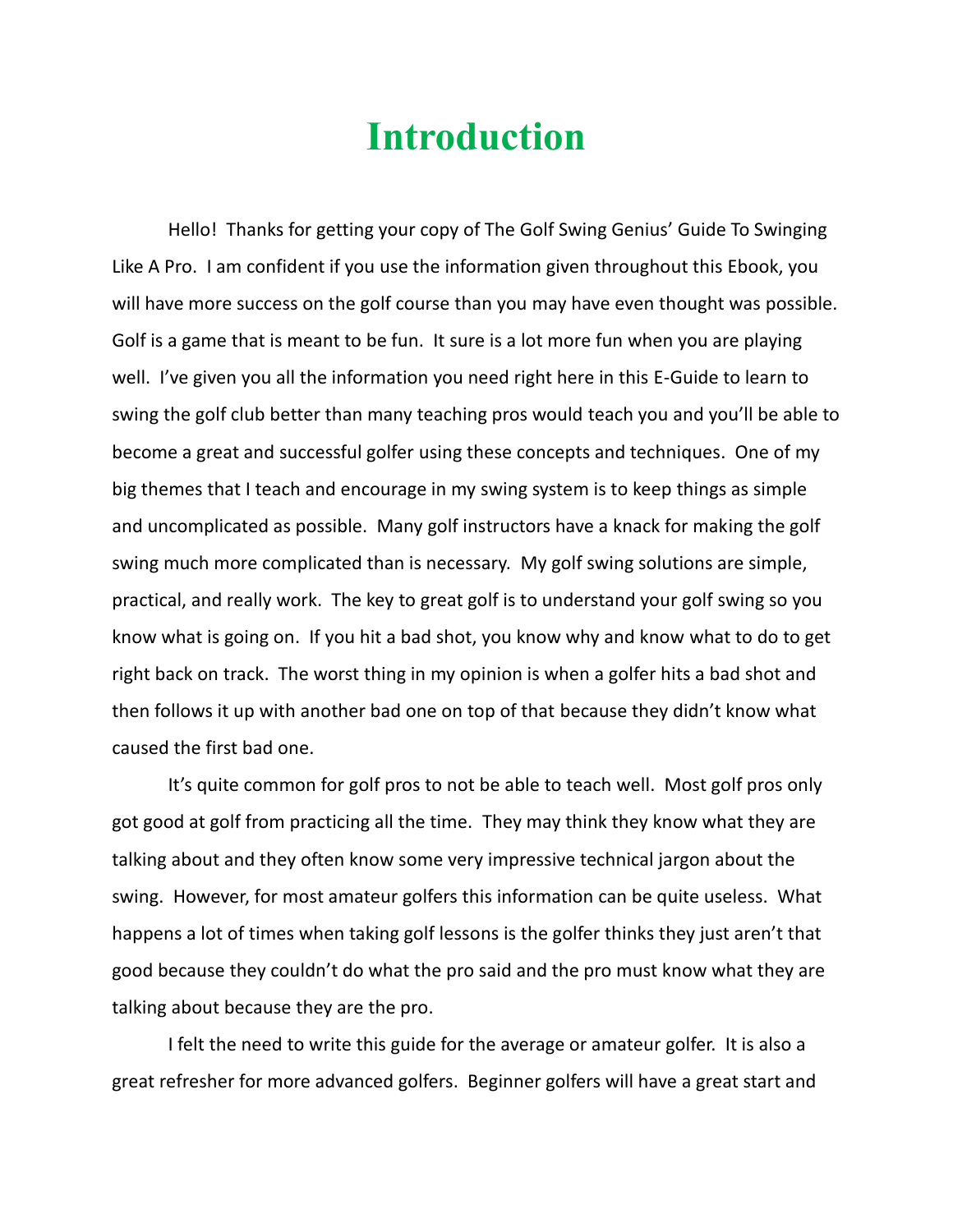# Introduction

Hello! Thanks for getting your copy of The Golf Swing Genius' Guide To Swinging Like A Pro. I am confident if you use the information given throughout this Ebook, you will have more success on the golf course than you may have even thought was possible. Golf is a game that is meant to be fun. It sure is a lot more fun when you are playing well. I've given you all the information you need right here in this E-Guide to learn to swing the golf club better than many teaching pros would teach you and you'll be able to become a great and successful golfer using these concepts and techniques. One of my big themes that I teach and encourage in my swing system is to keep things as simple and uncomplicated as possible. Many golf instructors have a knack for making the golf swing much more complicated than is necessary. My golf swing solutions are simple, practical, and really work. The key to great golf is to understand your golf swing so you know what is going on. If you hit a bad shot, you know why and know what to do to get right back on track. The worst thing in my opinion is when a golfer hits a bad shot and then follows it up with another bad one on top of that because they didn't know what caused the first bad one.

It's quite common for golf pros to not be able to teach well. Most golf pros only got good at golf from practicing all the time. They may think they know what they are talking about and they often know some very impressive technical jargon about the swing. However, for most amateur golfers this information can be quite useless. What happens a lot of times when taking golf lessons is the golfer thinks they just aren't that good because they couldn't do what the pro said and the pro must know what they are talking about because they are the pro.

I felt the need to write this guide for the average or amateur golfer. It is also a great refresher for more advanced golfers. Beginner golfers will have a great start and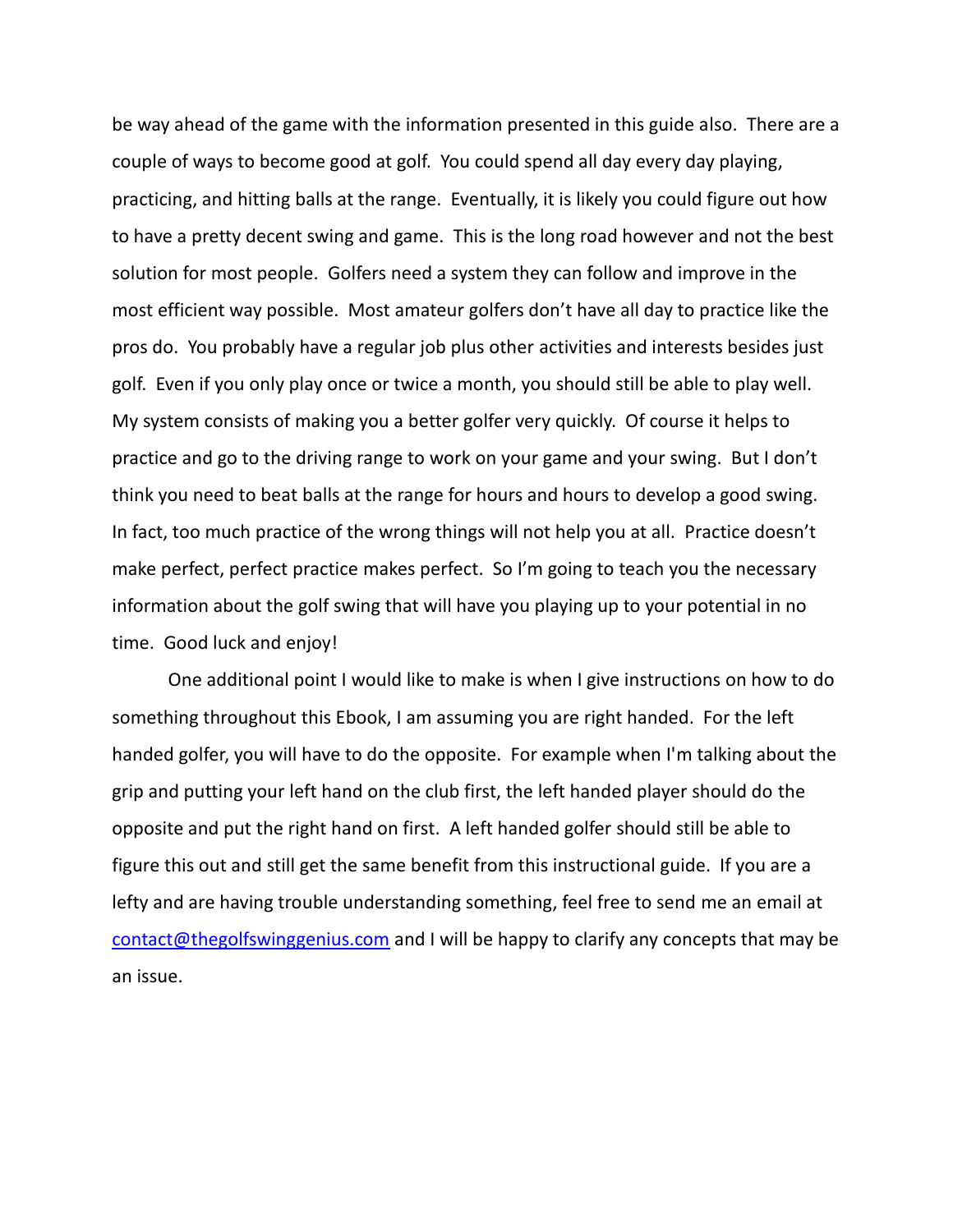be way ahead of the game with the information presented in this guide also. There are a couple of ways to become good at golf. You could spend all day every day playing, practicing, and hitting balls at the range. Eventually, it is likely you could figure out how to have a pretty decent swing and game. This is the long road however and not the best solution for most people. Golfers need a system they can follow and improve in the most efficient way possible. Most amateur golfers don't have all day to practice like the pros do. You probably have a regular job plus other activities and interests besides just golf. Even if you only play once or twice a month, you should still be able to play well. My system consists of making you a better golfer very quickly. Of course it helps to practice and go to the driving range to work on your game and your swing. But I don't think you need to beat balls at the range for hours and hours to develop a good swing. In fact, too much practice of the wrong things will not help you at all. Practice doesn't make perfect, perfect practice makes perfect. So I'm going to teach you the necessary information about the golf swing that will have you playing up to your potential in no time. Good luck and enjoy!

One additional point I would like to make is when I give instructions on how to do something throughout this Ebook, I am assuming you are right handed. For the left handed golfer, you will have to do the opposite. For example when I'm talking about the grip and putting your left hand on the club first, the left handed player should do the opposite and put the right hand on first. A left handed golfer should still be able to figure this out and still get the same benefit from this instructional guide. If you are a lefty and are having trouble understanding something, feel free to send me an email at contact@thegolfswinggenius.com and I will be happy to clarify any concepts that may be an issue.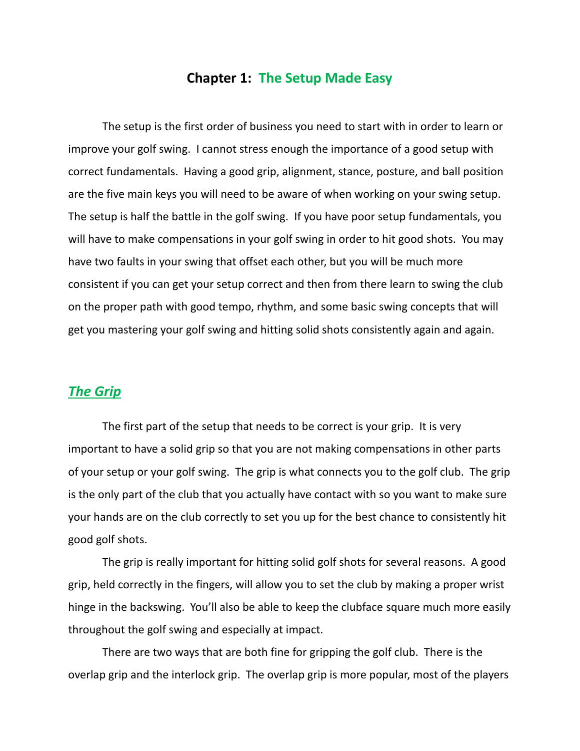# Chapter 1: The Setup Made Easy

The setup is the first order of business you need to start with in order to learn or improve your golf swing. I cannot stress enough the importance of a good setup with correct fundamentals. Having a good grip, alignment, stance, posture, and ball position are the five main keys you will need to be aware of when working on your swing setup. The setup is half the battle in the golf swing. If you have poor setup fundamentals, you will have to make compensations in your golf swing in order to hit good shots. You may have two faults in your swing that offset each other, but you will be much more consistent if you can get your setup correct and then from there learn to swing the club on the proper path with good tempo, rhythm, and some basic swing concepts that will get you mastering your golf swing and hitting solid shots consistently again and again.

## ***The Grip***

The first part of the setup that needs to be correct is your grip. It is very important to have a solid grip so that you are not making compensations in other parts of your setup or your golf swing. The grip is what connects you to the golf club. The grip is the only part of the club that you actually have contact with so you want to make sure your hands are on the club correctly to set you up for the best chance to consistently hit good golf shots.

The grip is really important for hitting solid golf shots for several reasons. A good grip, held correctly in the fingers, will allow you to set the club by making a proper wrist hinge in the backswing. You'll also be able to keep the clubface square much more easily throughout the golf swing and especially at impact.

There are two ways that are both fine for gripping the golf club. There is the overlap grip and the interlock grip. The overlap grip is more popular, most of the players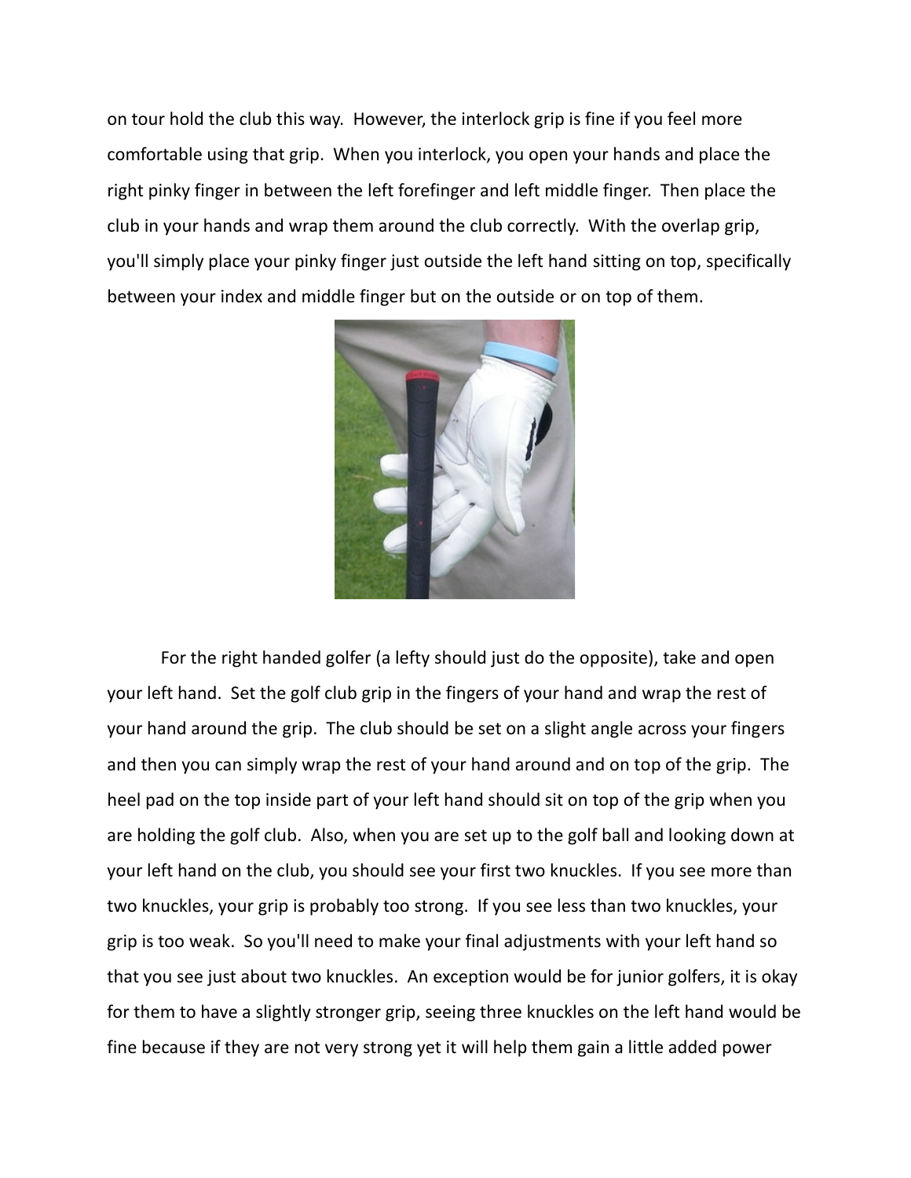on tour hold the club this way. However, the interlock grip is fine if you feel more comfortable using that grip. When you interlock, you open your hands and place the right pinky finger in between the left forefinger and left middle finger. Then place the club in your hands and wrap them around the club correctly. With the overlap grip, you'll simply place your pinky finger just outside the left hand sitting on top, specifically between your index and middle finger but on the outside or on top of them.

For the right handed golfer (a lefty should just do the opposite), take and open your left hand. Set the golf club grip in the fingers of your hand and wrap the rest of your hand around the grip. The club should be set on a slight angle across your fingers and then you can simply wrap the rest of your hand around and on top of the grip. The heel pad on the top inside part of your left hand should sit on top of the grip when you are holding the golf club. Also, when you are set up to the golf ball and looking down at your left hand on the club, you should see your first two knuckles. If you see more than two knuckles, your grip is probably too strong. If you see less than two knuckles, your grip is too weak. So you'll need to make your final adjustments with your left hand so that you see just about two knuckles. An exception would be for junior golfers, it is okay for them to have a slightly stronger grip, seeing three knuckles on the left hand would be fine because if they are not very strong yet it will help them gain a little added power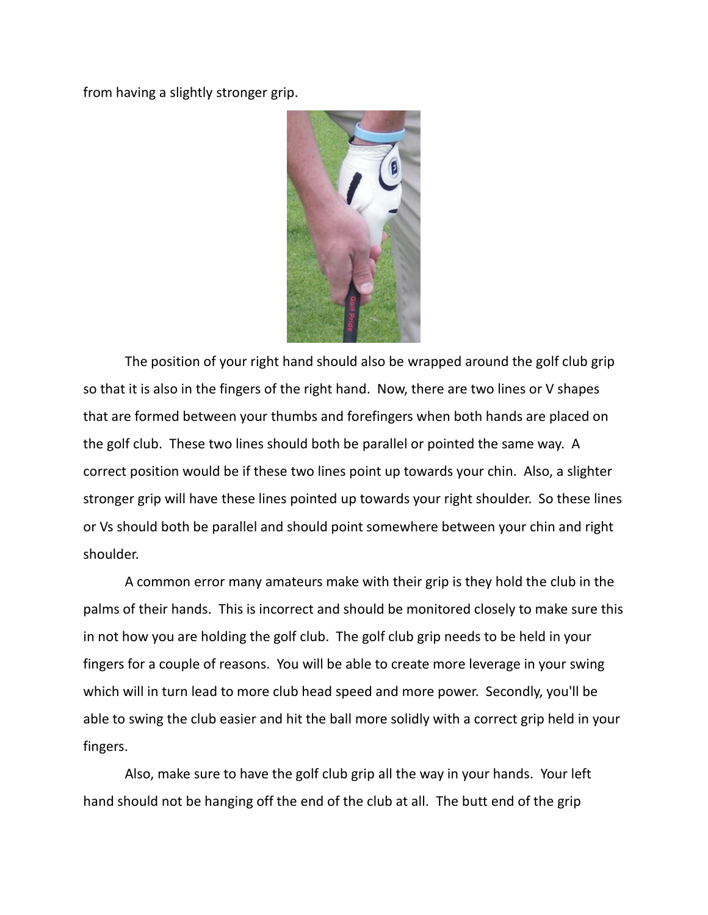from having a slightly stronger grip.

The position of your right hand should also be wrapped around the golf club grip so that it is also in the fingers of the right hand. Now, there are two lines or V shapes that are formed between your thumbs and forefingers when both hands are placed on the golf club. These two lines should both be parallel or pointed the same way. A correct position would be if these two lines point up towards your chin. Also, a slighter stronger grip will have these lines pointed up towards your right shoulder. So these lines or Vs should both be parallel and should point somewhere between your chin and right shoulder.

A common error many amateurs make with their grip is they hold the club in the palms of their hands. This is incorrect and should be monitored closely to make sure this in not how you are holding the golf club. The golf club grip needs to be held in your fingers for a couple of reasons. You will be able to create more leverage in your swing which will in turn lead to more club head speed and more power. Secondly, you'll be able to swing the club easier and hit the ball more solidly with a correct grip held in your fingers.

Also, make sure to have the golf club grip all the way in your hands. Your left hand should not be hanging off the end of the club at all. The butt end of the grip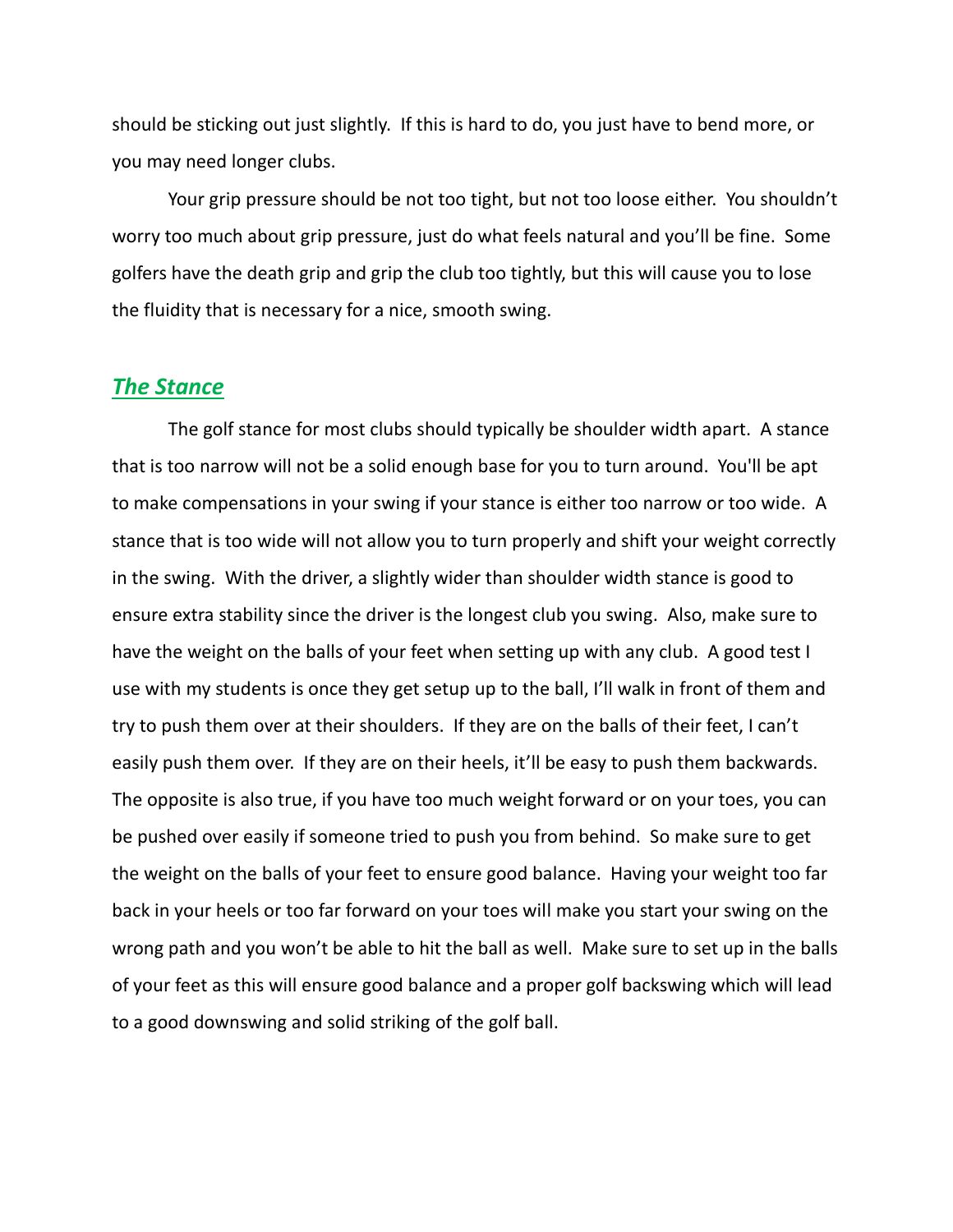should be sticking out just slightly. If this is hard to do, you just have to bend more, or you may need longer clubs.

Your grip pressure should be not too tight, but not too loose either. You shouldn't worry too much about grip pressure, just do what feels natural and you'll be fine. Some golfers have the death grip and grip the club too tightly, but this will cause you to lose the fluidity that is necessary for a nice, smooth swing.

## ***The Stance***

The golf stance for most clubs should typically be shoulder width apart. A stance that is too narrow will not be a solid enough base for you to turn around. You'll be apt to make compensations in your swing if your stance is either too narrow or too wide. A stance that is too wide will not allow you to turn properly and shift your weight correctly in the swing. With the driver, a slightly wider than shoulder width stance is good to ensure extra stability since the driver is the longest club you swing. Also, make sure to have the weight on the balls of your feet when setting up with any club. A good test I use with my students is once they get setup up to the ball, I'll walk in front of them and try to push them over at their shoulders. If they are on the balls of their feet, I can't easily push them over. If they are on their heels, it'll be easy to push them backwards. The opposite is also true, if you have too much weight forward or on your toes, you can be pushed over easily if someone tried to push you from behind. So make sure to get the weight on the balls of your feet to ensure good balance. Having your weight too far back in your heels or too far forward on your toes will make you start your swing on the wrong path and you won't be able to hit the ball as well. Make sure to set up in the balls of your feet as this will ensure good balance and a proper golf backswing which will lead to a good downswing and solid striking of the golf ball.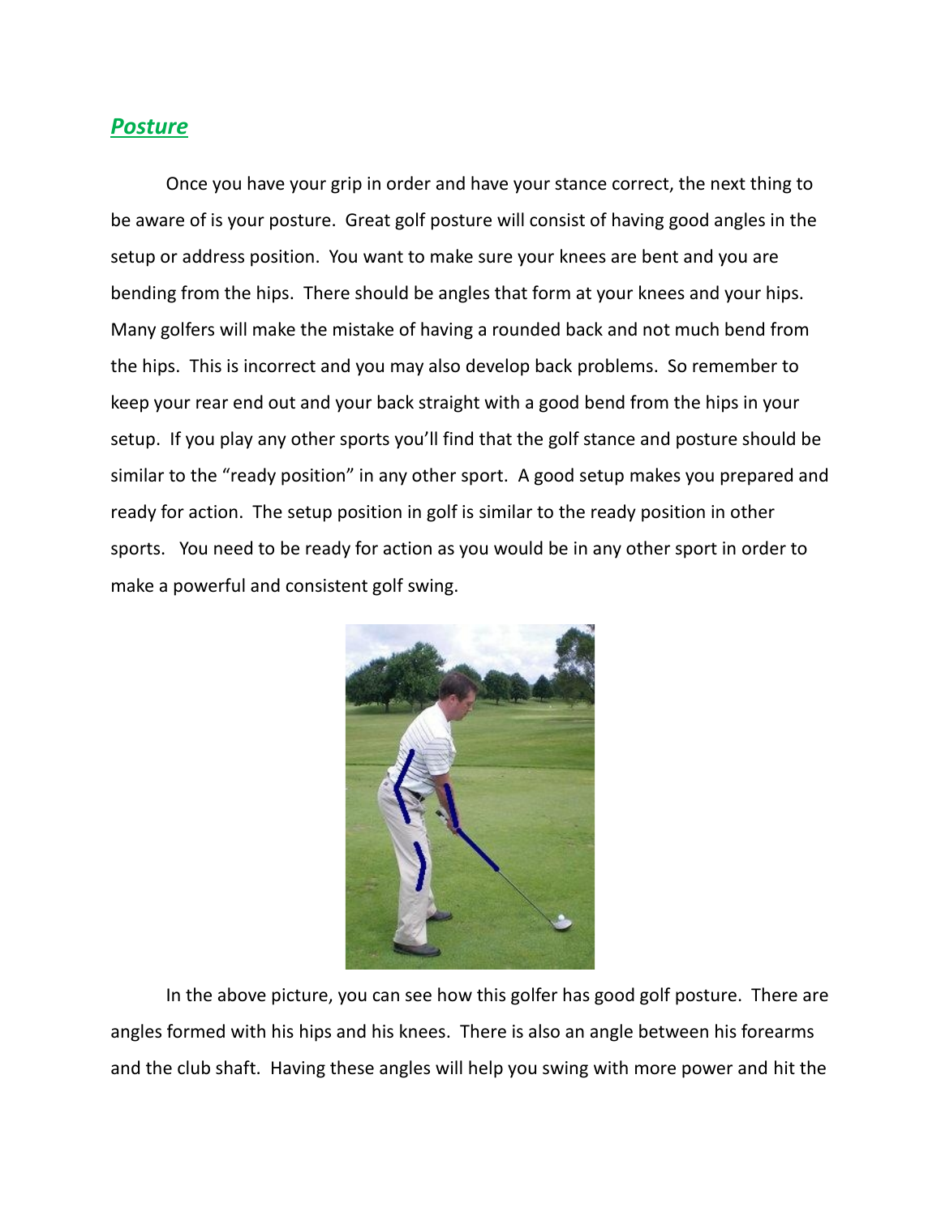## ***Posture***

Once you have your grip in order and have your stance correct, the next thing to be aware of is your posture. Great golf posture will consist of having good angles in the setup or address position. You want to make sure your knees are bent and you are bending from the hips. There should be angles that form at your knees and your hips. Many golfers will make the mistake of having a rounded back and not much bend from the hips. This is incorrect and you may also develop back problems. So remember to keep your rear end out and your back straight with a good bend from the hips in your setup. If you play any other sports you'll find that the golf stance and posture should be similar to the "ready position" in any other sport. A good setup makes you prepared and ready for action. The setup position in golf is similar to the ready position in other sports. You need to be ready for action as you would be in any other sport in order to make a powerful and consistent golf swing.

In the above picture, you can see how this golfer has good golf posture. There are angles formed with his hips and his knees. There is also an angle between his forearms and the club shaft. Having these angles will help you swing with more power and hit the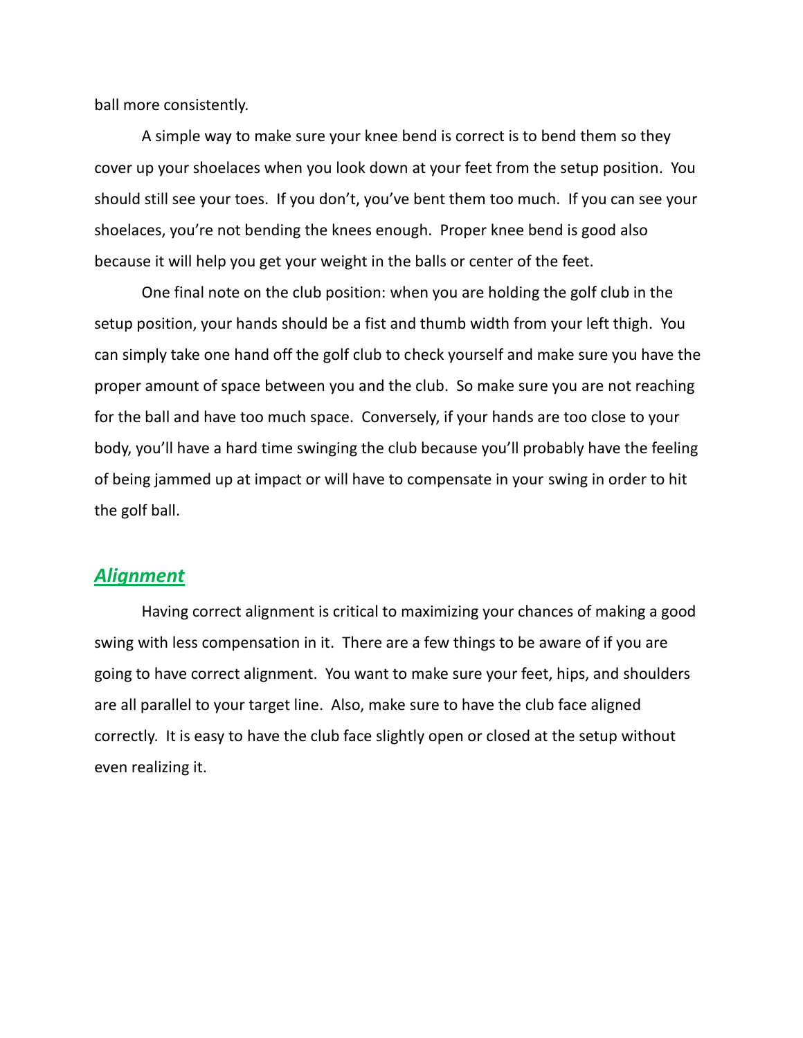ball more consistently.

A simple way to make sure your knee bend is correct is to bend them so they cover up your shoelaces when you look down at your feet from the setup position. You should still see your toes. If you don't, you've bent them too much. If you can see your shoelaces, you're not bending the knees enough. Proper knee bend is good also because it will help you get your weight in the balls or center of the feet.

One final note on the club position: when you are holding the golf club in the setup position, your hands should be a fist and thumb width from your left thigh. You can simply take one hand off the golf club to check yourself and make sure you have the proper amount of space between you and the club. So make sure you are not reaching for the ball and have too much space. Conversely, if your hands are too close to your body, you'll have a hard time swinging the club because you'll probably have the feeling of being jammed up at impact or will have to compensate in your swing in order to hit the golf ball.

## ***Alignment***

Having correct alignment is critical to maximizing your chances of making a good swing with less compensation in it. There are a few things to be aware of if you are going to have correct alignment. You want to make sure your feet, hips, and shoulders are all parallel to your target line. Also, make sure to have the club face aligned correctly. It is easy to have the club face slightly open or closed at the setup without even realizing it.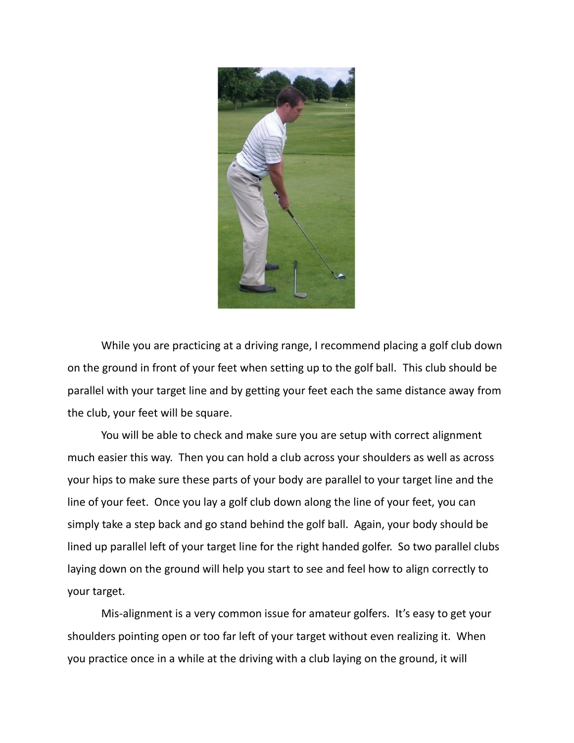While you are practicing at a driving range, I recommend placing a golf club down on the ground in front of your feet when setting up to the golf ball. This club should be parallel with your target line and by getting your feet each the same distance away from the club, your feet will be square.

You will be able to check and make sure you are setup with correct alignment much easier this way. Then you can hold a club across your shoulders as well as across your hips to make sure these parts of your body are parallel to your target line and the line of your feet. Once you lay a golf club down along the line of your feet, you can simply take a step back and go stand behind the golf ball. Again, your body should be lined up parallel left of your target line for the right handed golfer. So two parallel clubs laying down on the ground will help you start to see and feel how to align correctly to your target.

Mis-alignment is a very common issue for amateur golfers. It's easy to get your shoulders pointing open or too far left of your target without even realizing it. When you practice once in a while at the driving with a club laying on the ground, it will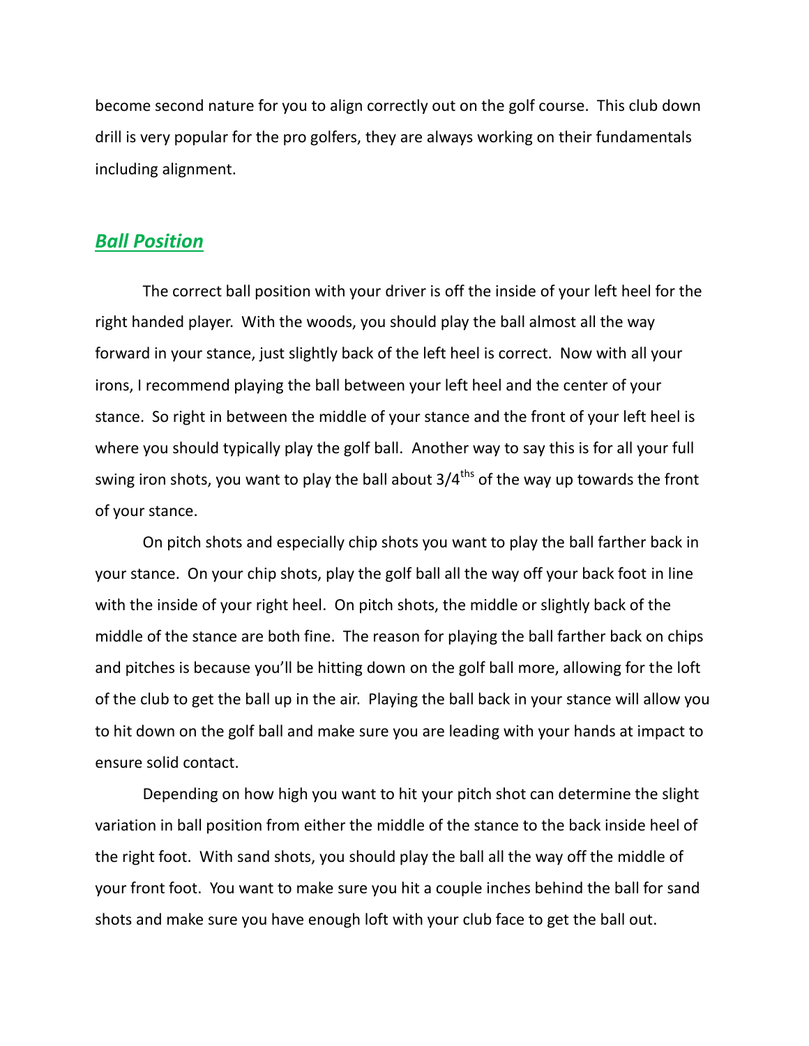become second nature for you to align correctly out on the golf course. This club down drill is very popular for the pro golfers, they are always working on their fundamentals including alignment.

## ***Ball Position***

The correct ball position with your driver is off the inside of your left heel for the right handed player. With the woods, you should play the ball almost all the way forward in your stance, just slightly back of the left heel is correct. Now with all your irons, I recommend playing the ball between your left heel and the center of your stance. So right in between the middle of your stance and the front of your left heel is where you should typically play the golf ball. Another way to say this is for all your full swing iron shots, you want to play the ball about 3/4ths of the way up towards the front of your stance.

On pitch shots and especially chip shots you want to play the ball farther back in your stance. On your chip shots, play the golf ball all the way off your back foot in line with the inside of your right heel. On pitch shots, the middle or slightly back of the middle of the stance are both fine. The reason for playing the ball farther back on chips and pitches is because you'll be hitting down on the golf ball more, allowing for the loft of the club to get the ball up in the air. Playing the ball back in your stance will allow you to hit down on the golf ball and make sure you are leading with your hands at impact to ensure solid contact.

Depending on how high you want to hit your pitch shot can determine the slight variation in ball position from either the middle of the stance to the back inside heel of the right foot. With sand shots, you should play the ball all the way off the middle of your front foot. You want to make sure you hit a couple inches behind the ball for sand shots and make sure you have enough loft with your club face to get the ball out.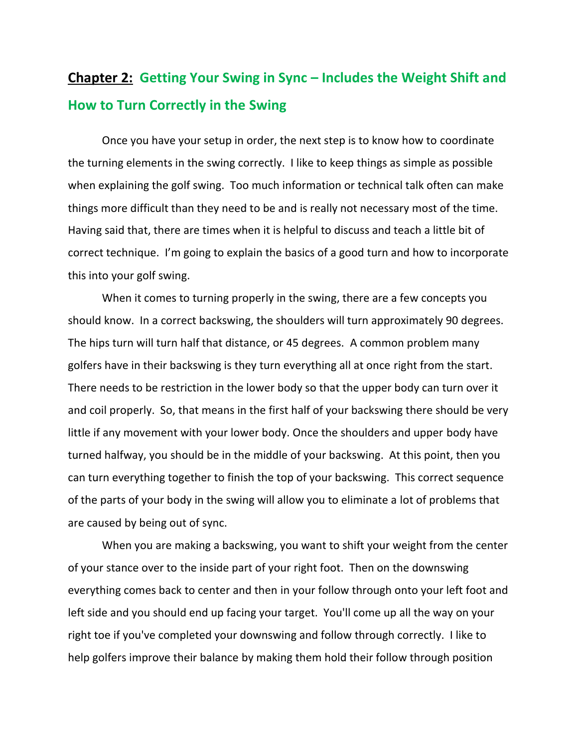## **Chapter 2:** Getting Your Swing in Sync – Includes the Weight Shift and How to Turn Correctly in the Swing

Once you have your setup in order, the next step is to know how to coordinate the turning elements in the swing correctly. I like to keep things as simple as possible when explaining the golf swing. Too much information or technical talk often can make things more difficult than they need to be and is really not necessary most of the time. Having said that, there are times when it is helpful to discuss and teach a little bit of correct technique. I'm going to explain the basics of a good turn and how to incorporate this into your golf swing.

When it comes to turning properly in the swing, there are a few concepts you should know. In a correct backswing, the shoulders will turn approximately 90 degrees. The hips turn will turn half that distance, or 45 degrees. A common problem many golfers have in their backswing is they turn everything all at once right from the start. There needs to be restriction in the lower body so that the upper body can turn over it and coil properly. So, that means in the first half of your backswing there should be very little if any movement with your lower body. Once the shoulders and upper body have turned halfway, you should be in the middle of your backswing. At this point, then you can turn everything together to finish the top of your backswing. This correct sequence of the parts of your body in the swing will allow you to eliminate a lot of problems that are caused by being out of sync.

When you are making a backswing, you want to shift your weight from the center of your stance over to the inside part of your right foot. Then on the downswing everything comes back to center and then in your follow through onto your left foot and left side and you should end up facing your target. You'll come up all the way on your right toe if you've completed your downswing and follow through correctly. I like to help golfers improve their balance by making them hold their follow through position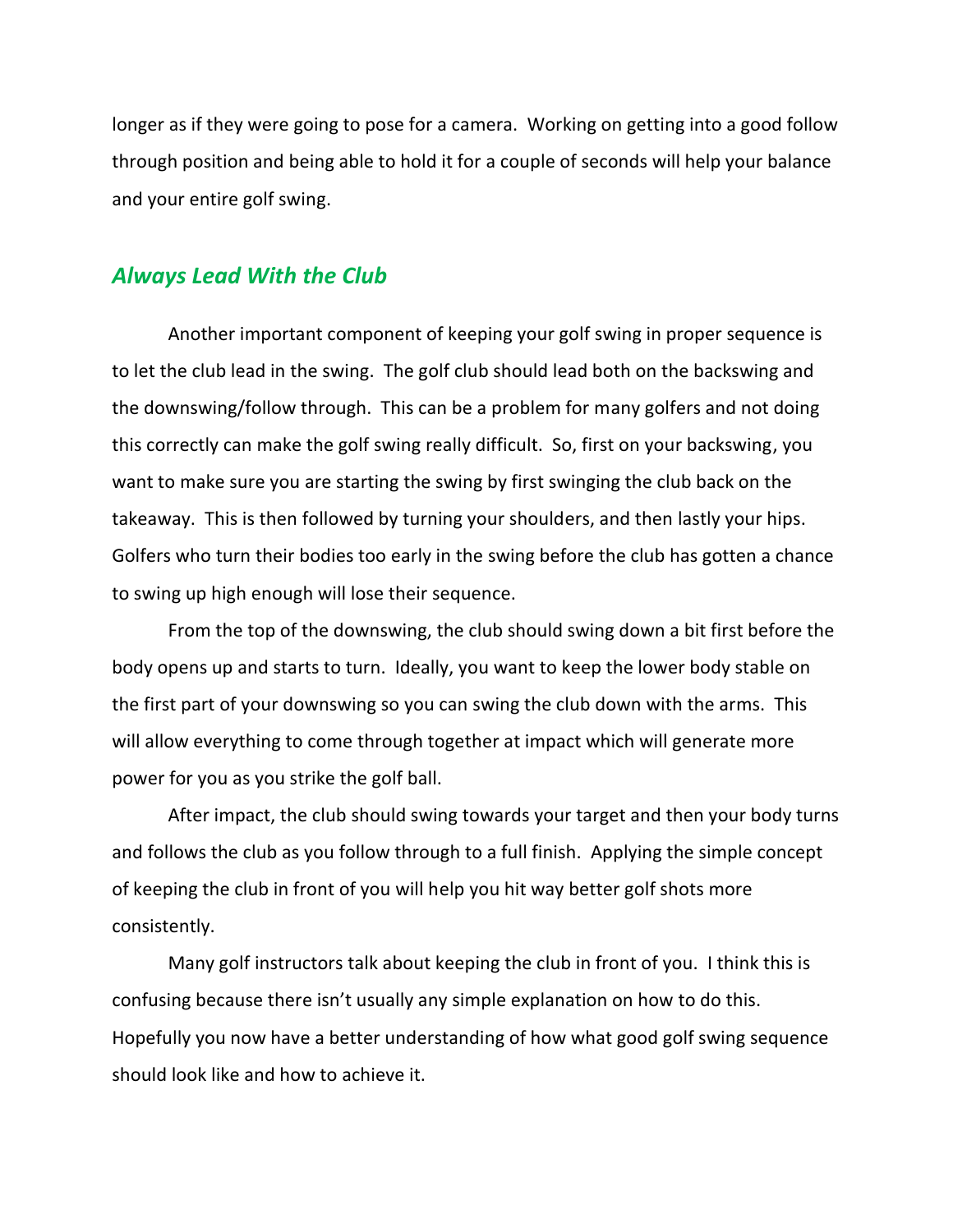longer as if they were going to pose for a camera. Working on getting into a good follow through position and being able to hold it for a couple of seconds will help your balance and your entire golf swing.

## *Always Lead With the Club*

Another important component of keeping your golf swing in proper sequence is to let the club lead in the swing. The golf club should lead both on the backswing and the downswing/follow through. This can be a problem for many golfers and not doing this correctly can make the golf swing really difficult. So, first on your backswing, you want to make sure you are starting the swing by first swinging the club back on the takeaway. This is then followed by turning your shoulders, and then lastly your hips. Golfers who turn their bodies too early in the swing before the club has gotten a chance to swing up high enough will lose their sequence.

From the top of the downswing, the club should swing down a bit first before the body opens up and starts to turn. Ideally, you want to keep the lower body stable on the first part of your downswing so you can swing the club down with the arms. This will allow everything to come through together at impact which will generate more power for you as you strike the golf ball.

After impact, the club should swing towards your target and then your body turns and follows the club as you follow through to a full finish. Applying the simple concept of keeping the club in front of you will help you hit way better golf shots more consistently.

Many golf instructors talk about keeping the club in front of you. I think this is confusing because there isn't usually any simple explanation on how to do this. Hopefully you now have a better understanding of how what good golf swing sequence should look like and how to achieve it.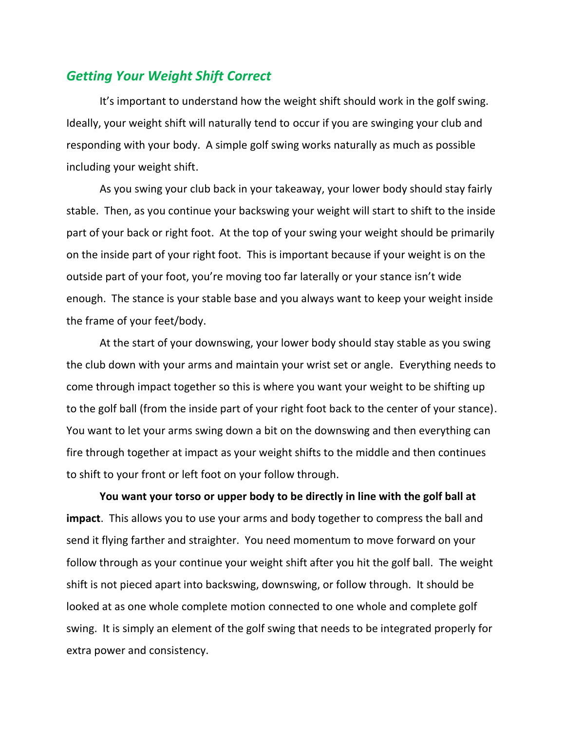## *Getting Your Weight Shift Correct*

It's important to understand how the weight shift should work in the golf swing. Ideally, your weight shift will naturally tend to occur if you are swinging your club and responding with your body. A simple golf swing works naturally as much as possible including your weight shift.

As you swing your club back in your takeaway, your lower body should stay fairly stable. Then, as you continue your backswing your weight will start to shift to the inside part of your back or right foot. At the top of your swing your weight should be primarily on the inside part of your right foot. This is important because if your weight is on the outside part of your foot, you're moving too far laterally or your stance isn't wide enough. The stance is your stable base and you always want to keep your weight inside the frame of your feet/body.

At the start of your downswing, your lower body should stay stable as you swing the club down with your arms and maintain your wrist set or angle. Everything needs to come through impact together so this is where you want your weight to be shifting up to the golf ball (from the inside part of your right foot back to the center of your stance). You want to let your arms swing down a bit on the downswing and then everything can fire through together at impact as your weight shifts to the middle and then continues to shift to your front or left foot on your follow through.

**You want your torso or upper body to be directly in line with the golf ball at impact**. This allows you to use your arms and body together to compress the ball and send it flying farther and straighter. You need momentum to move forward on your follow through as your continue your weight shift after you hit the golf ball. The weight shift is not pieced apart into backswing, downswing, or follow through. It should be looked at as one whole complete motion connected to one whole and complete golf swing. It is simply an element of the golf swing that needs to be integrated properly for extra power and consistency.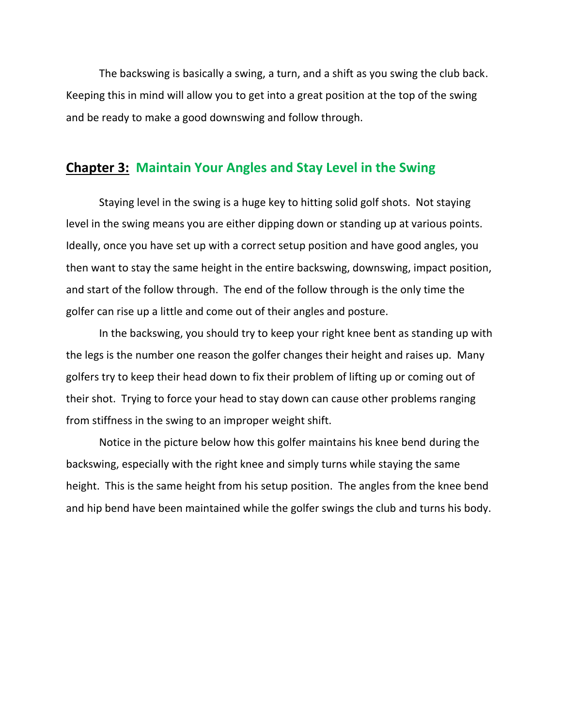The backswing is basically a swing, a turn, and a shift as you swing the club back. Keeping this in mind will allow you to get into a great position at the top of the swing and be ready to make a good downswing and follow through.

## **Chapter 3:** Maintain Your Angles and Stay Level in the Swing

Staying level in the swing is a huge key to hitting solid golf shots. Not staying level in the swing means you are either dipping down or standing up at various points. Ideally, once you have set up with a correct setup position and have good angles, you then want to stay the same height in the entire backswing, downswing, impact position, and start of the follow through. The end of the follow through is the only time the golfer can rise up a little and come out of their angles and posture.

In the backswing, you should try to keep your right knee bent as standing up with the legs is the number one reason the golfer changes their height and raises up. Many golfers try to keep their head down to fix their problem of lifting up or coming out of their shot. Trying to force your head to stay down can cause other problems ranging from stiffness in the swing to an improper weight shift.

Notice in the picture below how this golfer maintains his knee bend during the backswing, especially with the right knee and simply turns while staying the same height. This is the same height from his setup position. The angles from the knee bend and hip bend have been maintained while the golfer swings the club and turns his body.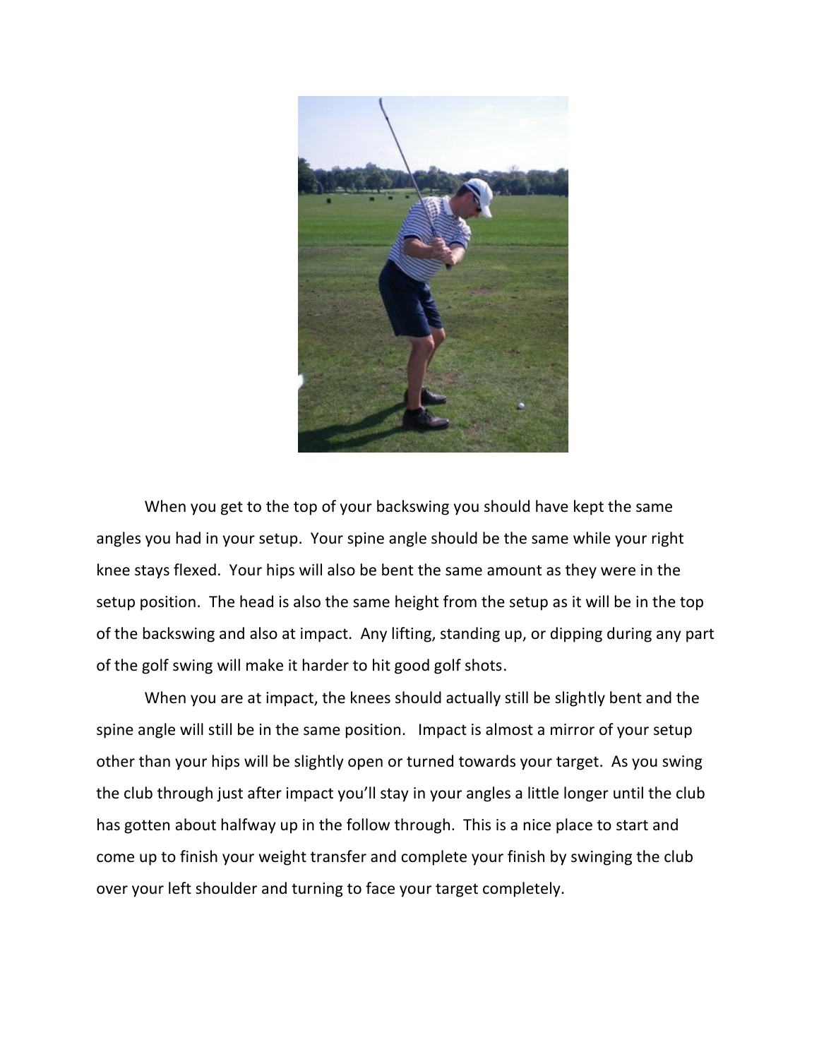When you get to the top of your backswing you should have kept the same angles you had in your setup. Your spine angle should be the same while your right knee stays flexed. Your hips will also be bent the same amount as they were in the setup position. The head is also the same height from the setup as it will be in the top of the backswing and also at impact. Any lifting, standing up, or dipping during any part of the golf swing will make it harder to hit good golf shots.

When you are at impact, the knees should actually still be slightly bent and the spine angle will still be in the same position. Impact is almost a mirror of your setup other than your hips will be slightly open or turned towards your target. As you swing the club through just after impact you'll stay in your angles a little longer until the club has gotten about halfway up in the follow through. This is a nice place to start and come up to finish your weight transfer and complete your finish by swinging the club over your left shoulder and turning to face your target completely.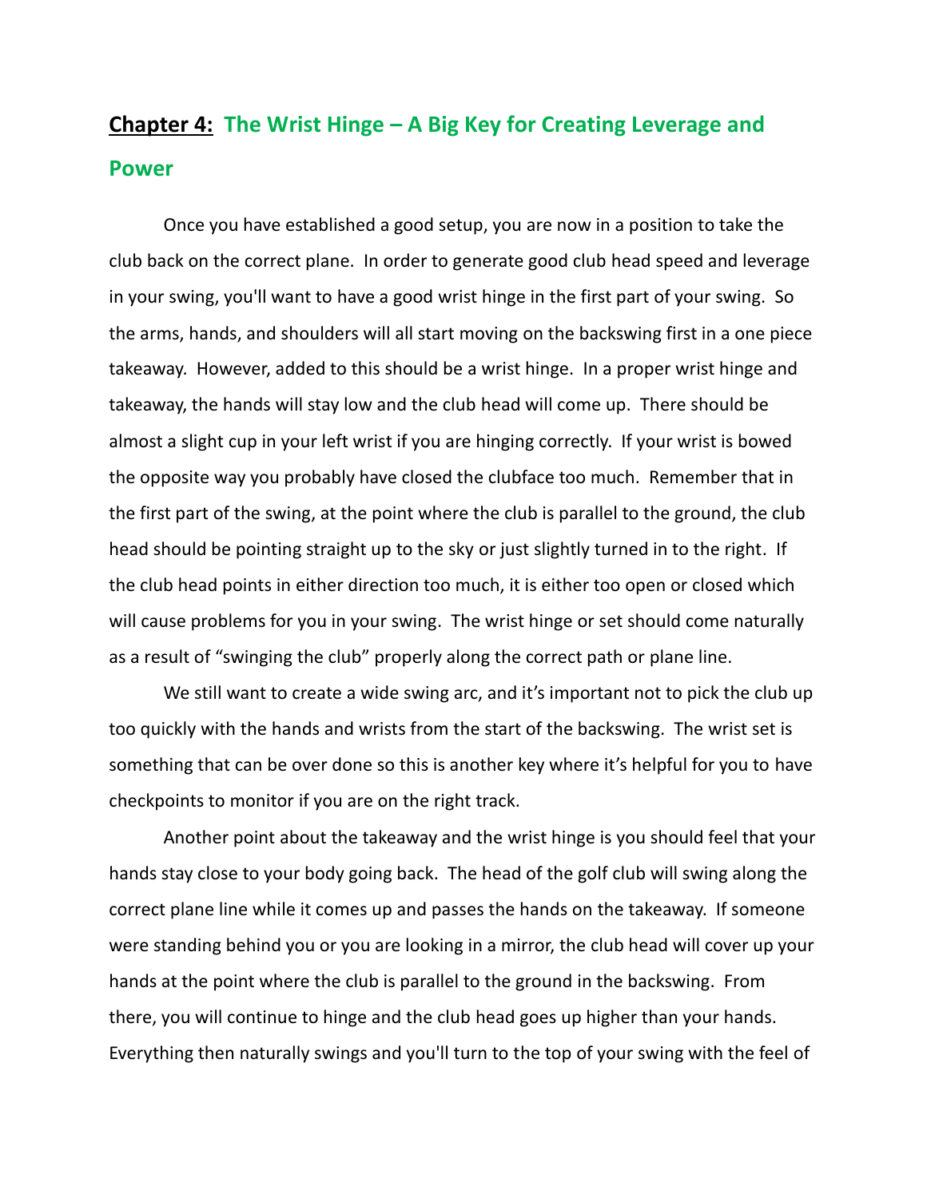# **Chapter 4:** The Wrist Hinge – A Big Key for Creating Leverage and Power

Once you have established a good setup, you are now in a position to take the club back on the correct plane. In order to generate good club head speed and leverage in your swing, you'll want to have a good wrist hinge in the first part of your swing. So the arms, hands, and shoulders will all start moving on the backswing first in a one piece takeaway. However, added to this should be a wrist hinge. In a proper wrist hinge and takeaway, the hands will stay low and the club head will come up. There should be almost a slight cup in your left wrist if you are hinging correctly. If your wrist is bowed the opposite way you probably have closed the clubface too much. Remember that in the first part of the swing, at the point where the club is parallel to the ground, the club head should be pointing straight up to the sky or just slightly turned in to the right. If the club head points in either direction too much, it is either too open or closed which will cause problems for you in your swing. The wrist hinge or set should come naturally as a result of "swinging the club" properly along the correct path or plane line.

We still want to create a wide swing arc, and it's important not to pick the club up too quickly with the hands and wrists from the start of the backswing. The wrist set is something that can be over done so this is another key where it's helpful for you to have checkpoints to monitor if you are on the right track.

Another point about the takeaway and the wrist hinge is you should feel that your hands stay close to your body going back. The head of the golf club will swing along the correct plane line while it comes up and passes the hands on the takeaway. If someone were standing behind you or you are looking in a mirror, the club head will cover up your hands at the point where the club is parallel to the ground in the backswing. From there, you will continue to hinge and the club head goes up higher than your hands. Everything then naturally swings and you'll turn to the top of your swing with the feel of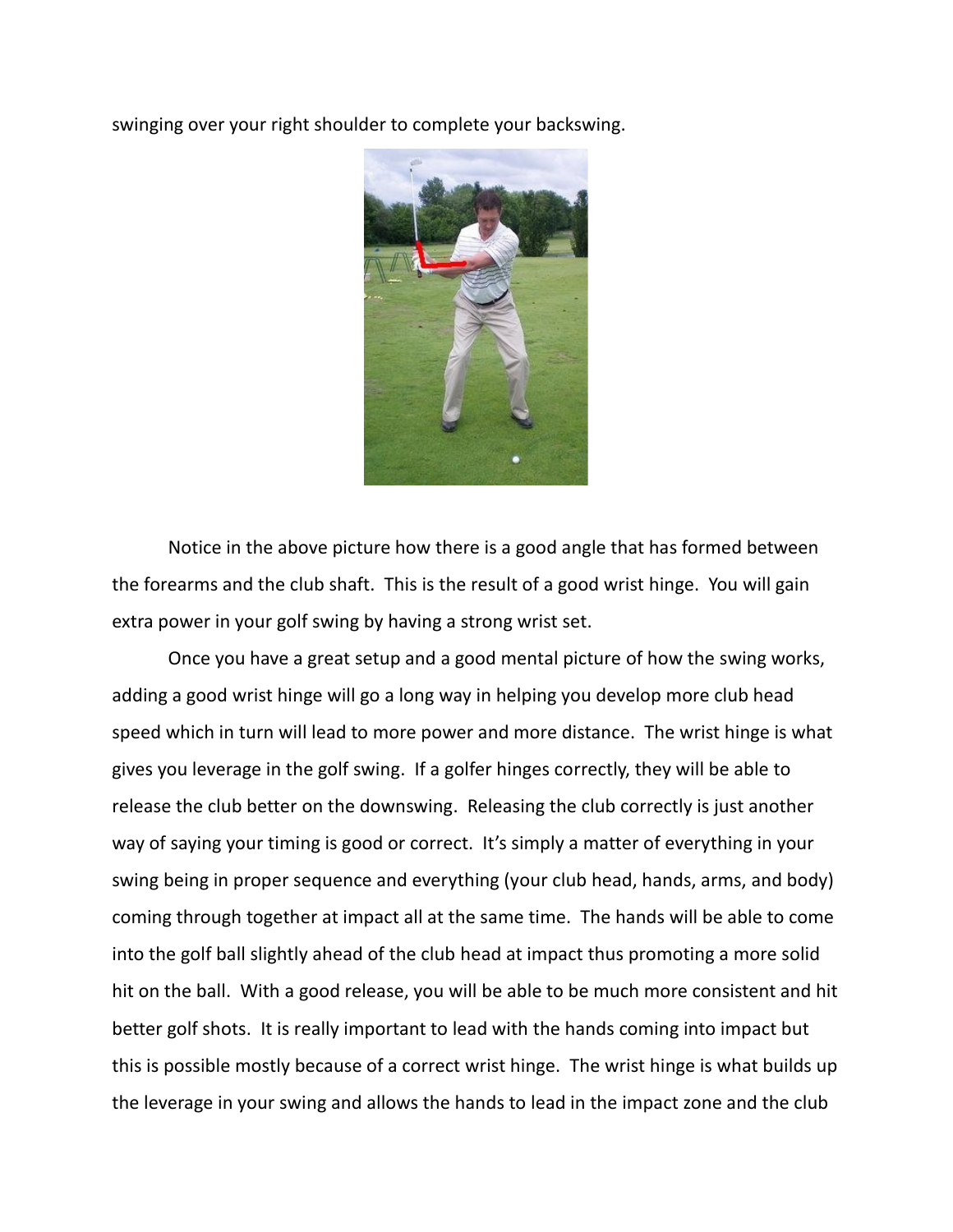swinging over your right shoulder to complete your backswing.

Notice in the above picture how there is a good angle that has formed between the forearms and the club shaft. This is the result of a good wrist hinge. You will gain extra power in your golf swing by having a strong wrist set.

Once you have a great setup and a good mental picture of how the swing works, adding a good wrist hinge will go a long way in helping you develop more club head speed which in turn will lead to more power and more distance. The wrist hinge is what gives you leverage in the golf swing. If a golfer hinges correctly, they will be able to release the club better on the downswing. Releasing the club correctly is just another way of saying your timing is good or correct. It's simply a matter of everything in your swing being in proper sequence and everything (your club head, hands, arms, and body) coming through together at impact all at the same time. The hands will be able to come into the golf ball slightly ahead of the club head at impact thus promoting a more solid hit on the ball. With a good release, you will be able to be much more consistent and hit better golf shots. It is really important to lead with the hands coming into impact but this is possible mostly because of a correct wrist hinge. The wrist hinge is what builds up the leverage in your swing and allows the hands to lead in the impact zone and the club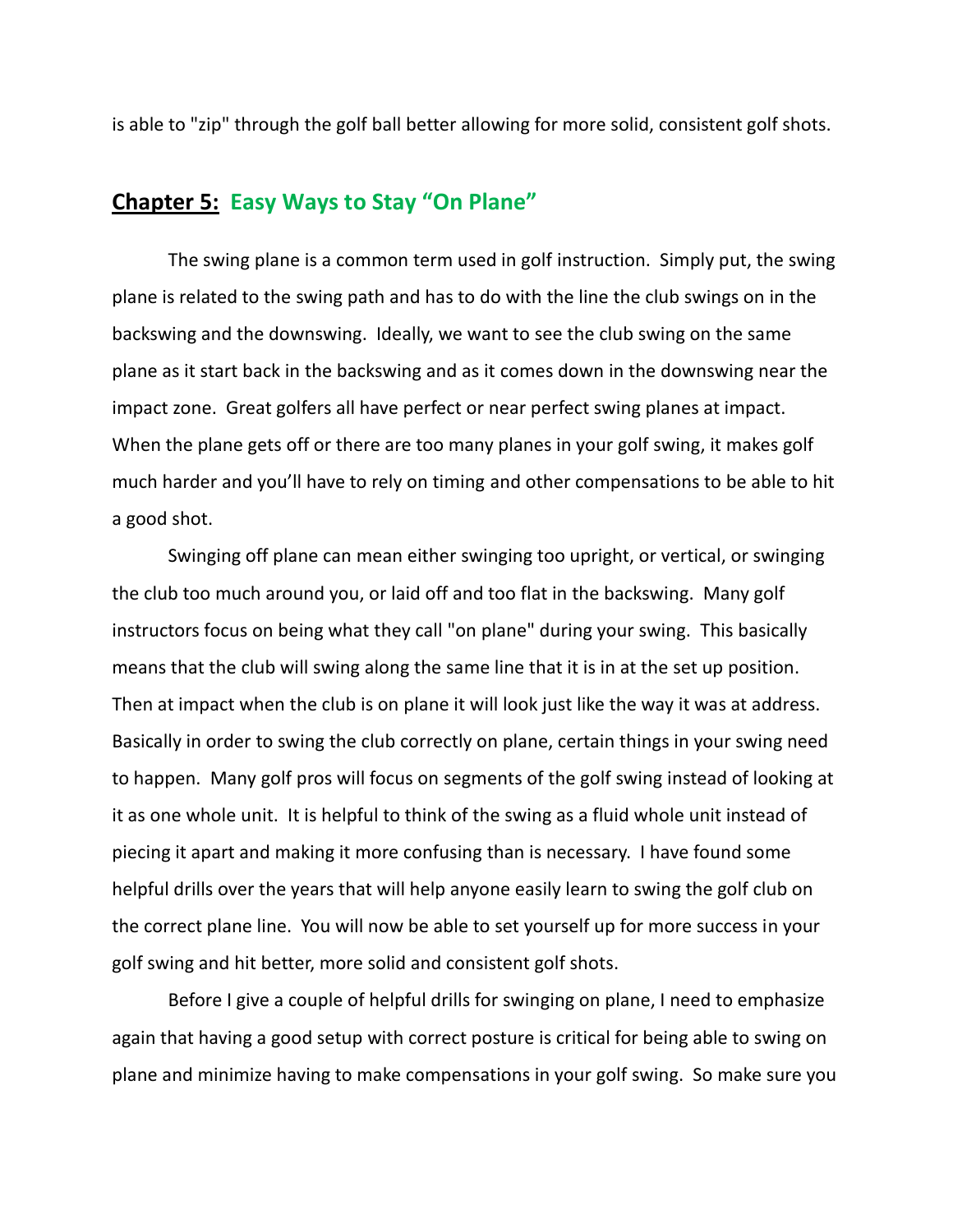is able to "zip" through the golf ball better allowing for more solid, consistent golf shots.

## Chapter 5: Easy Ways to Stay "On Plane"

The swing plane is a common term used in golf instruction. Simply put, the swing plane is related to the swing path and has to do with the line the club swings on in the backswing and the downswing. Ideally, we want to see the club swing on the same plane as it start back in the backswing and as it comes down in the downswing near the impact zone. Great golfers all have perfect or near perfect swing planes at impact. When the plane gets off or there are too many planes in your golf swing, it makes golf much harder and you'll have to rely on timing and other compensations to be able to hit a good shot.

Swinging off plane can mean either swinging too upright, or vertical, or swinging the club too much around you, or laid off and too flat in the backswing. Many golf instructors focus on being what they call "on plane" during your swing. This basically means that the club will swing along the same line that it is in at the set up position. Then at impact when the club is on plane it will look just like the way it was at address. Basically in order to swing the club correctly on plane, certain things in your swing need to happen. Many golf pros will focus on segments of the golf swing instead of looking at it as one whole unit. It is helpful to think of the swing as a fluid whole unit instead of piecing it apart and making it more confusing than is necessary. I have found some helpful drills over the years that will help anyone easily learn to swing the golf club on the correct plane line. You will now be able to set yourself up for more success in your golf swing and hit better, more solid and consistent golf shots.

Before I give a couple of helpful drills for swinging on plane, I need to emphasize again that having a good setup with correct posture is critical for being able to swing on plane and minimize having to make compensations in your golf swing. So make sure you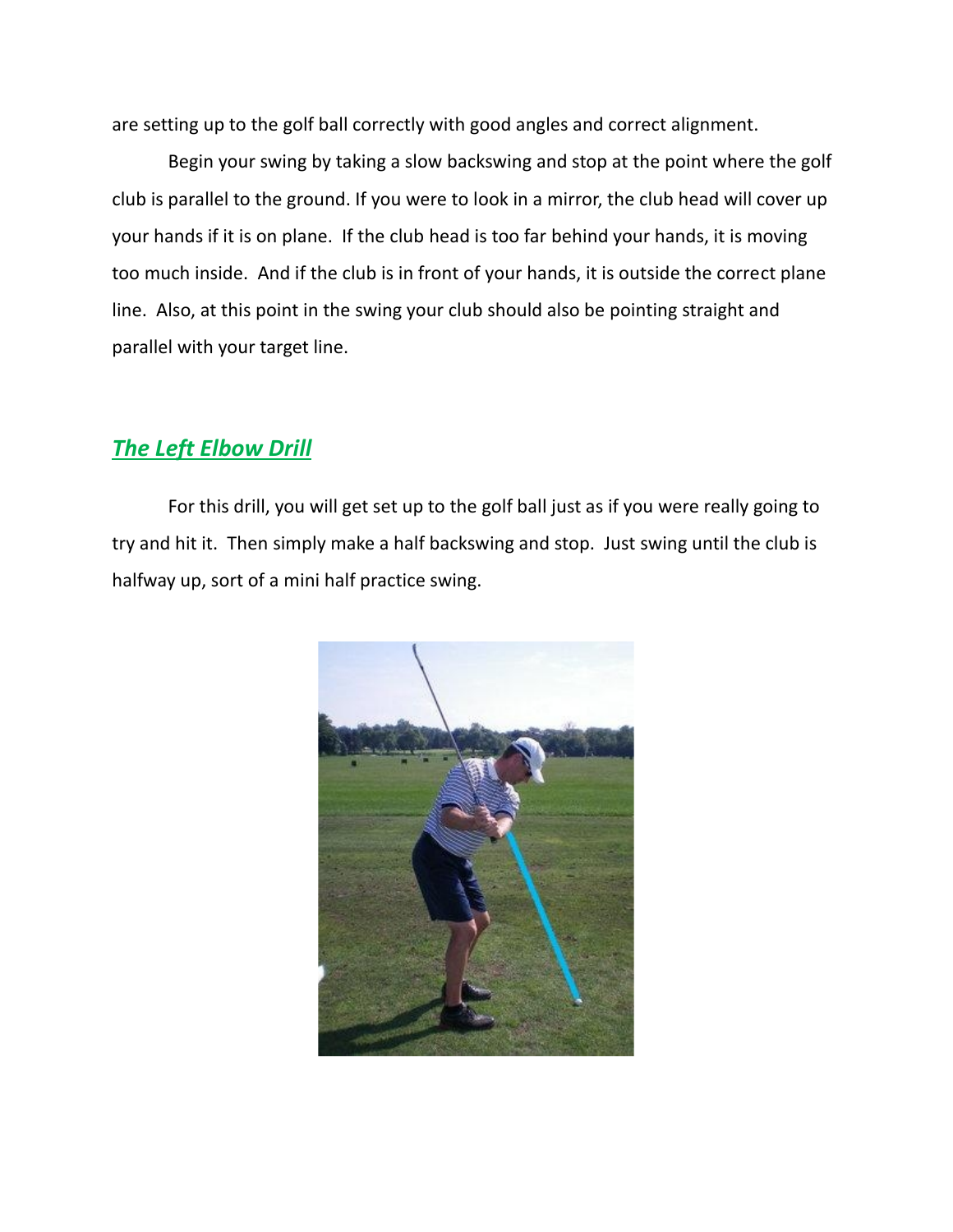are setting up to the golf ball correctly with good angles and correct alignment.

Begin your swing by taking a slow backswing and stop at the point where the golf club is parallel to the ground. If you were to look in a mirror, the club head will cover up your hands if it is on plane. If the club head is too far behind your hands, it is moving too much inside. And if the club is in front of your hands, it is outside the correct plane line. Also, at this point in the swing your club should also be pointing straight and parallel with your target line.

## ***The Left Elbow Drill***

For this drill, you will get set up to the golf ball just as if you were really going to try and hit it. Then simply make a half backswing and stop. Just swing until the club is halfway up, sort of a mini half practice swing.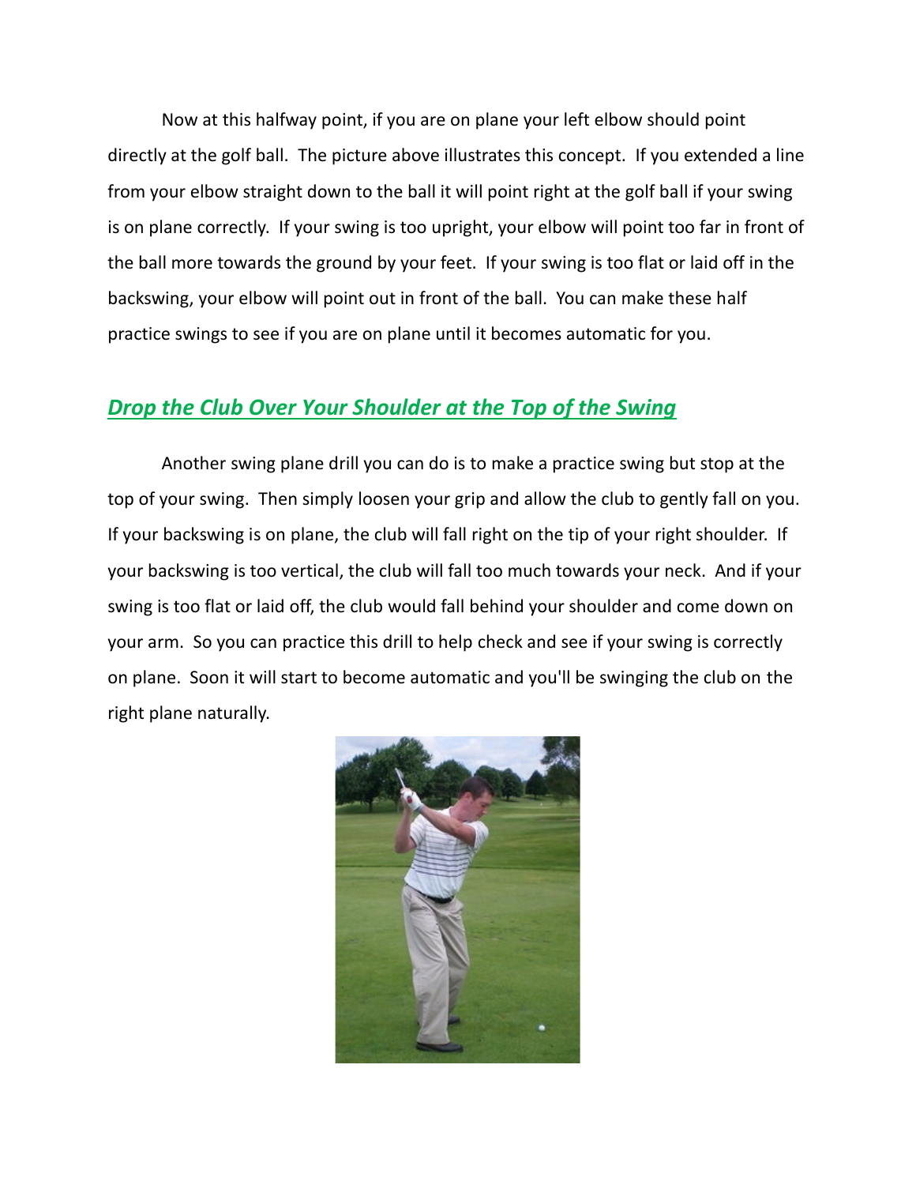Now at this halfway point, if you are on plane your left elbow should point directly at the golf ball. The picture above illustrates this concept. If you extended a line from your elbow straight down to the ball it will point right at the golf ball if your swing is on plane correctly. If your swing is too upright, your elbow will point too far in front of the ball more towards the ground by your feet. If your swing is too flat or laid off in the backswing, your elbow will point out in front of the ball. You can make these half practice swings to see if you are on plane until it becomes automatic for you.

## ***Drop the Club Over Your Shoulder at the Top of the Swing***

Another swing plane drill you can do is to make a practice swing but stop at the top of your swing. Then simply loosen your grip and allow the club to gently fall on you. If your backswing is on plane, the club will fall right on the tip of your right shoulder. If your backswing is too vertical, the club will fall too much towards your neck. And if your swing is too flat or laid off, the club would fall behind your shoulder and come down on your arm. So you can practice this drill to help check and see if your swing is correctly on plane. Soon it will start to become automatic and you'll be swinging the club on the right plane naturally.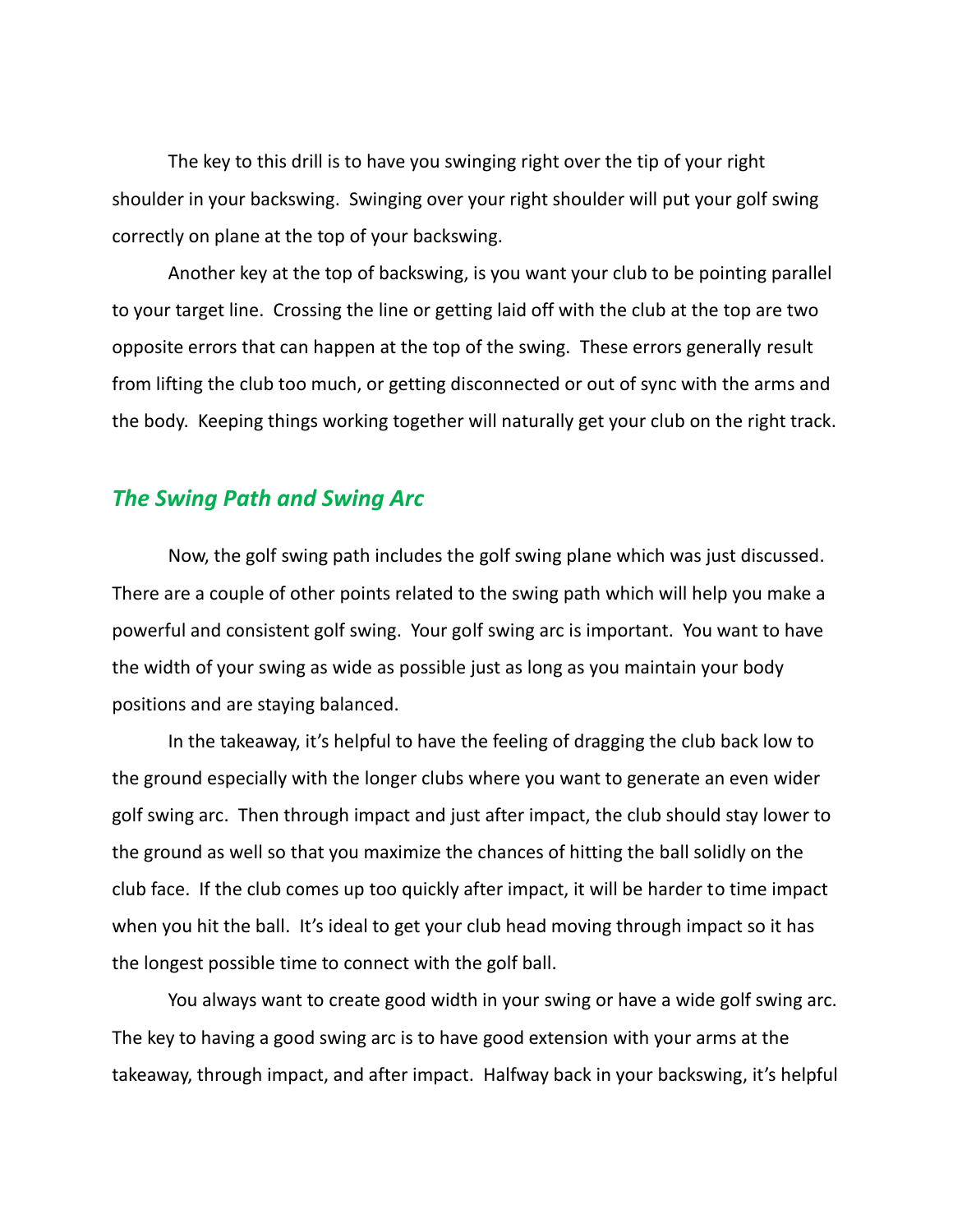The key to this drill is to have you swinging right over the tip of your right shoulder in your backswing. Swinging over your right shoulder will put your golf swing correctly on plane at the top of your backswing.

Another key at the top of backswing, is you want your club to be pointing parallel to your target line. Crossing the line or getting laid off with the club at the top are two opposite errors that can happen at the top of the swing. These errors generally result from lifting the club too much, or getting disconnected or out of sync with the arms and the body. Keeping things working together will naturally get your club on the right track.

## *The Swing Path and Swing Arc*

Now, the golf swing path includes the golf swing plane which was just discussed. There are a couple of other points related to the swing path which will help you make a powerful and consistent golf swing. Your golf swing arc is important. You want to have the width of your swing as wide as possible just as long as you maintain your body positions and are staying balanced.

In the takeaway, it's helpful to have the feeling of dragging the club back low to the ground especially with the longer clubs where you want to generate an even wider golf swing arc. Then through impact and just after impact, the club should stay lower to the ground as well so that you maximize the chances of hitting the ball solidly on the club face. If the club comes up too quickly after impact, it will be harder to time impact when you hit the ball. It's ideal to get your club head moving through impact so it has the longest possible time to connect with the golf ball.

You always want to create good width in your swing or have a wide golf swing arc. The key to having a good swing arc is to have good extension with your arms at the takeaway, through impact, and after impact. Halfway back in your backswing, it's helpful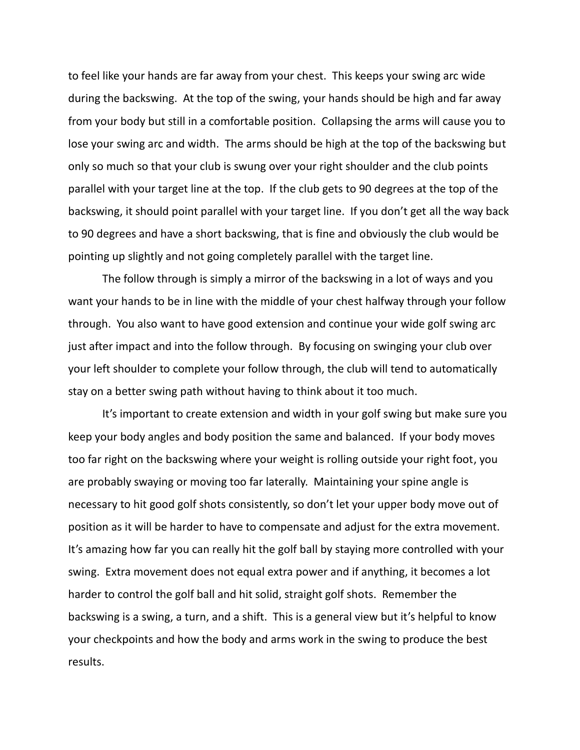to feel like your hands are far away from your chest. This keeps your swing arc wide during the backswing. At the top of the swing, your hands should be high and far away from your body but still in a comfortable position. Collapsing the arms will cause you to lose your swing arc and width. The arms should be high at the top of the backswing but only so much so that your club is swung over your right shoulder and the club points parallel with your target line at the top. If the club gets to 90 degrees at the top of the backswing, it should point parallel with your target line. If you don't get all the way back to 90 degrees and have a short backswing, that is fine and obviously the club would be pointing up slightly and not going completely parallel with the target line.

The follow through is simply a mirror of the backswing in a lot of ways and you want your hands to be in line with the middle of your chest halfway through your follow through. You also want to have good extension and continue your wide golf swing arc just after impact and into the follow through. By focusing on swinging your club over your left shoulder to complete your follow through, the club will tend to automatically stay on a better swing path without having to think about it too much.

It's important to create extension and width in your golf swing but make sure you keep your body angles and body position the same and balanced. If your body moves too far right on the backswing where your weight is rolling outside your right foot, you are probably swaying or moving too far laterally. Maintaining your spine angle is necessary to hit good golf shots consistently, so don't let your upper body move out of position as it will be harder to have to compensate and adjust for the extra movement. It's amazing how far you can really hit the golf ball by staying more controlled with your swing. Extra movement does not equal extra power and if anything, it becomes a lot harder to control the golf ball and hit solid, straight golf shots. Remember the backswing is a swing, a turn, and a shift. This is a general view but it's helpful to know your checkpoints and how the body and arms work in the swing to produce the best results.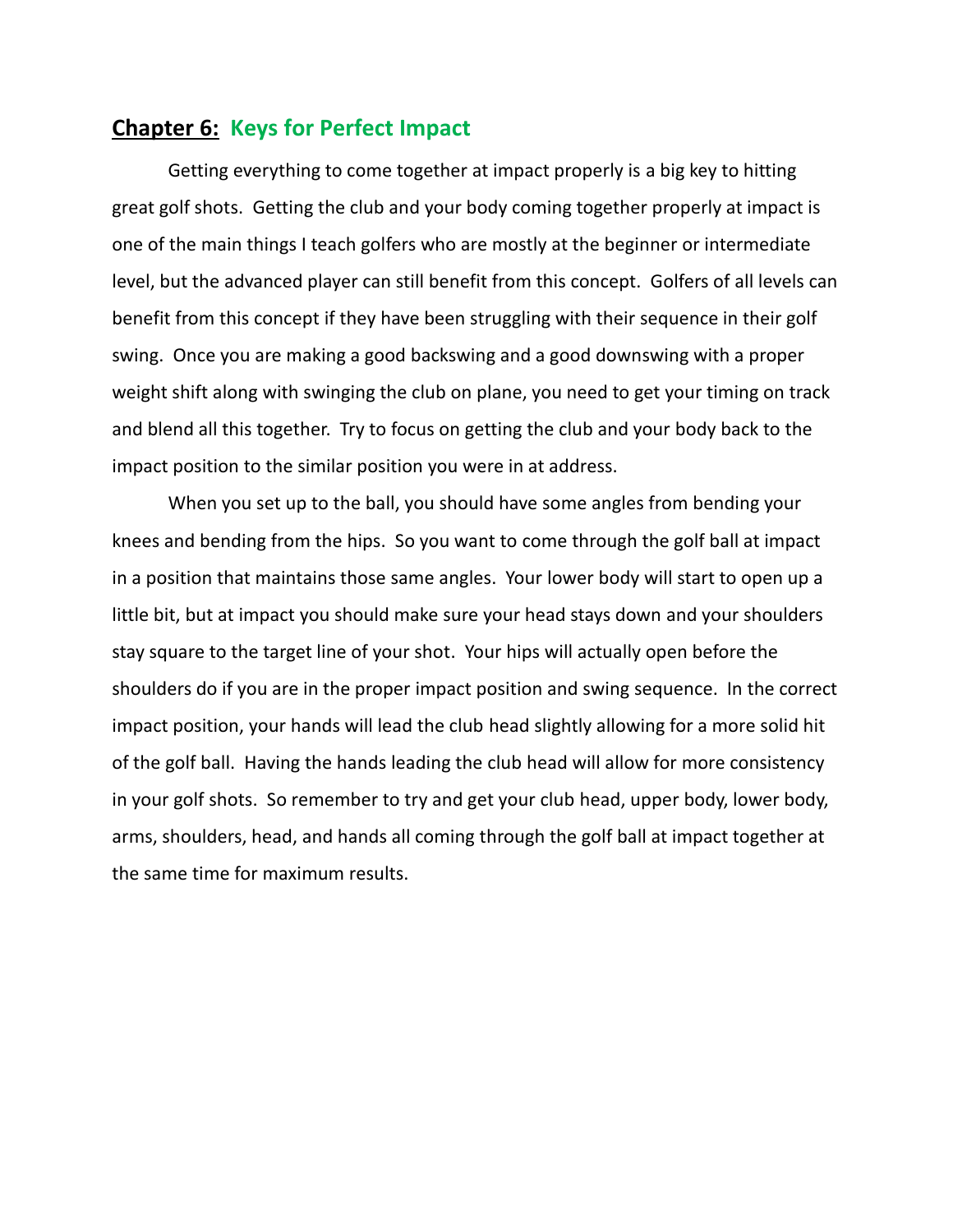## **Chapter 6:** **Keys for Perfect Impact**

Getting everything to come together at impact properly is a big key to hitting great golf shots. Getting the club and your body coming together properly at impact is one of the main things I teach golfers who are mostly at the beginner or intermediate level, but the advanced player can still benefit from this concept. Golfers of all levels can benefit from this concept if they have been struggling with their sequence in their golf swing. Once you are making a good backswing and a good downswing with a proper weight shift along with swinging the club on plane, you need to get your timing on track and blend all this together. Try to focus on getting the club and your body back to the impact position to the similar position you were in at address.

When you set up to the ball, you should have some angles from bending your knees and bending from the hips. So you want to come through the golf ball at impact in a position that maintains those same angles. Your lower body will start to open up a little bit, but at impact you should make sure your head stays down and your shoulders stay square to the target line of your shot. Your hips will actually open before the shoulders do if you are in the proper impact position and swing sequence. In the correct impact position, your hands will lead the club head slightly allowing for a more solid hit of the golf ball. Having the hands leading the club head will allow for more consistency in your golf shots. So remember to try and get your club head, upper body, lower body, arms, shoulders, head, and hands all coming through the golf ball at impact together at the same time for maximum results.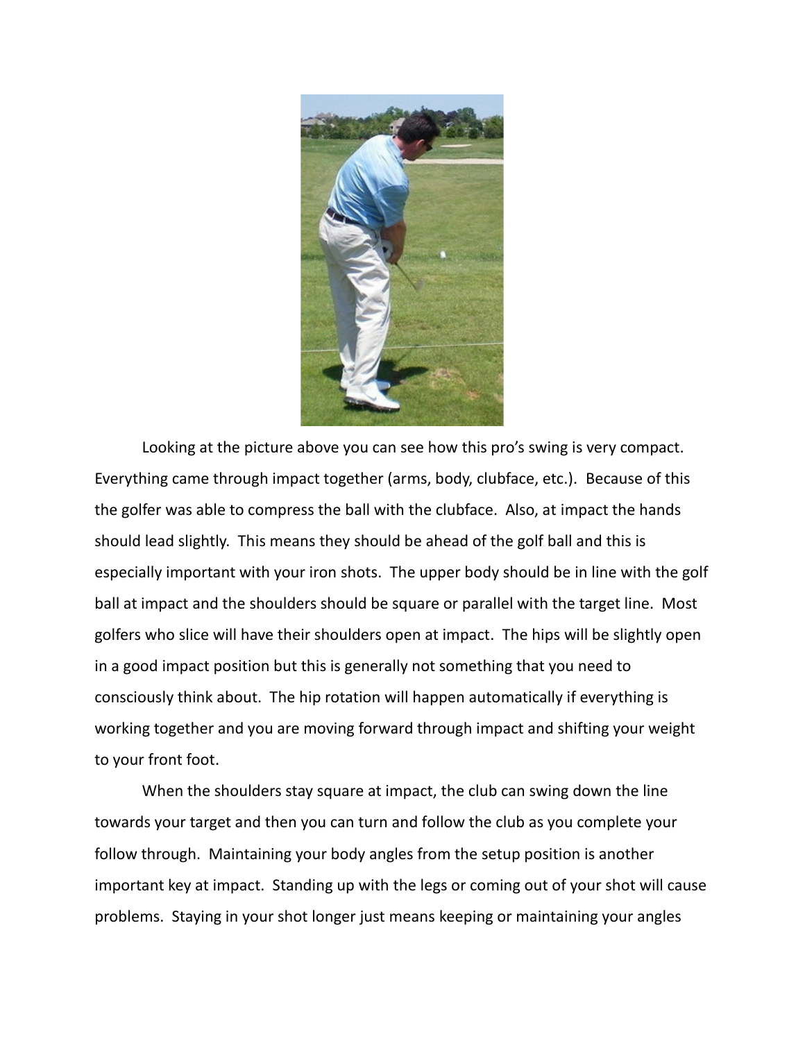Looking at the picture above you can see how this pro's swing is very compact. Everything came through impact together (arms, body, clubface, etc.). Because of this the golfer was able to compress the ball with the clubface. Also, at impact the hands should lead slightly. This means they should be ahead of the golf ball and this is especially important with your iron shots. The upper body should be in line with the golf ball at impact and the shoulders should be square or parallel with the target line. Most golfers who slice will have their shoulders open at impact. The hips will be slightly open in a good impact position but this is generally not something that you need to consciously think about. The hip rotation will happen automatically if everything is working together and you are moving forward through impact and shifting your weight to your front foot.

When the shoulders stay square at impact, the club can swing down the line towards your target and then you can turn and follow the club as you complete your follow through. Maintaining your body angles from the setup position is another important key at impact. Standing up with the legs or coming out of your shot will cause problems. Staying in your shot longer just means keeping or maintaining your angles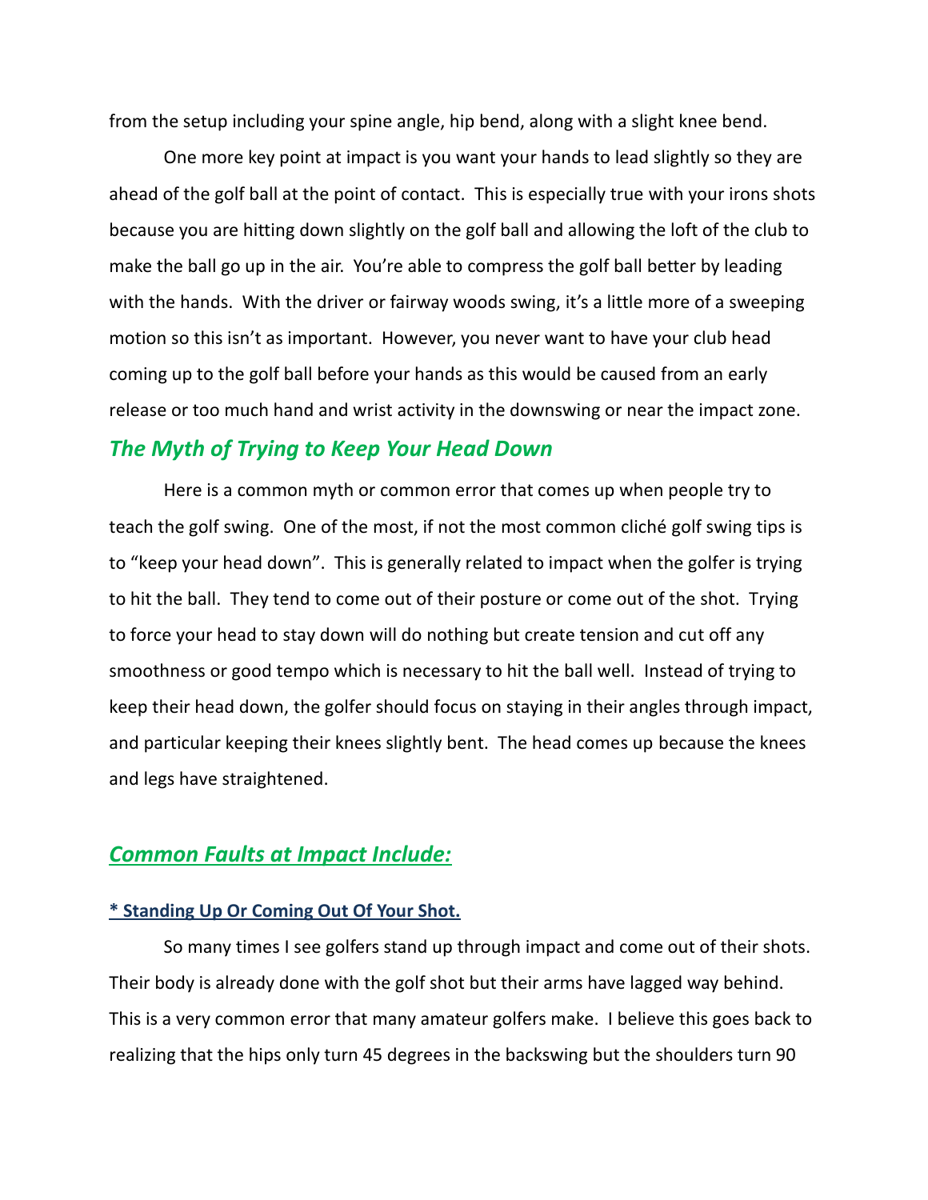from the setup including your spine angle, hip bend, along with a slight knee bend.

One more key point at impact is you want your hands to lead slightly so they are ahead of the golf ball at the point of contact. This is especially true with your irons shots because you are hitting down slightly on the golf ball and allowing the loft of the club to make the ball go up in the air. You're able to compress the golf ball better by leading with the hands. With the driver or fairway woods swing, it's a little more of a sweeping motion so this isn't as important. However, you never want to have your club head coming up to the golf ball before your hands as this would be caused from an early release or too much hand and wrist activity in the downswing or near the impact zone.

## *The Myth of Trying to Keep Your Head Down*

Here is a common myth or common error that comes up when people try to teach the golf swing. One of the most, if not the most common cliché golf swing tips is to "keep your head down". This is generally related to impact when the golfer is trying to hit the ball. They tend to come out of their posture or come out of the shot. Trying to force your head to stay down will do nothing but create tension and cut off any smoothness or good tempo which is necessary to hit the ball well. Instead of trying to keep their head down, the golfer should focus on staying in their angles through impact, and particular keeping their knees slightly bent. The head comes up because the knees and legs have straightened.

## *Common Faults at Impact Include:*

### * Standing Up Or Coming Out Of Your Shot.

So many times I see golfers stand up through impact and come out of their shots. Their body is already done with the golf shot but their arms have lagged way behind. This is a very common error that many amateur golfers make. I believe this goes back to realizing that the hips only turn 45 degrees in the backswing but the shoulders turn 90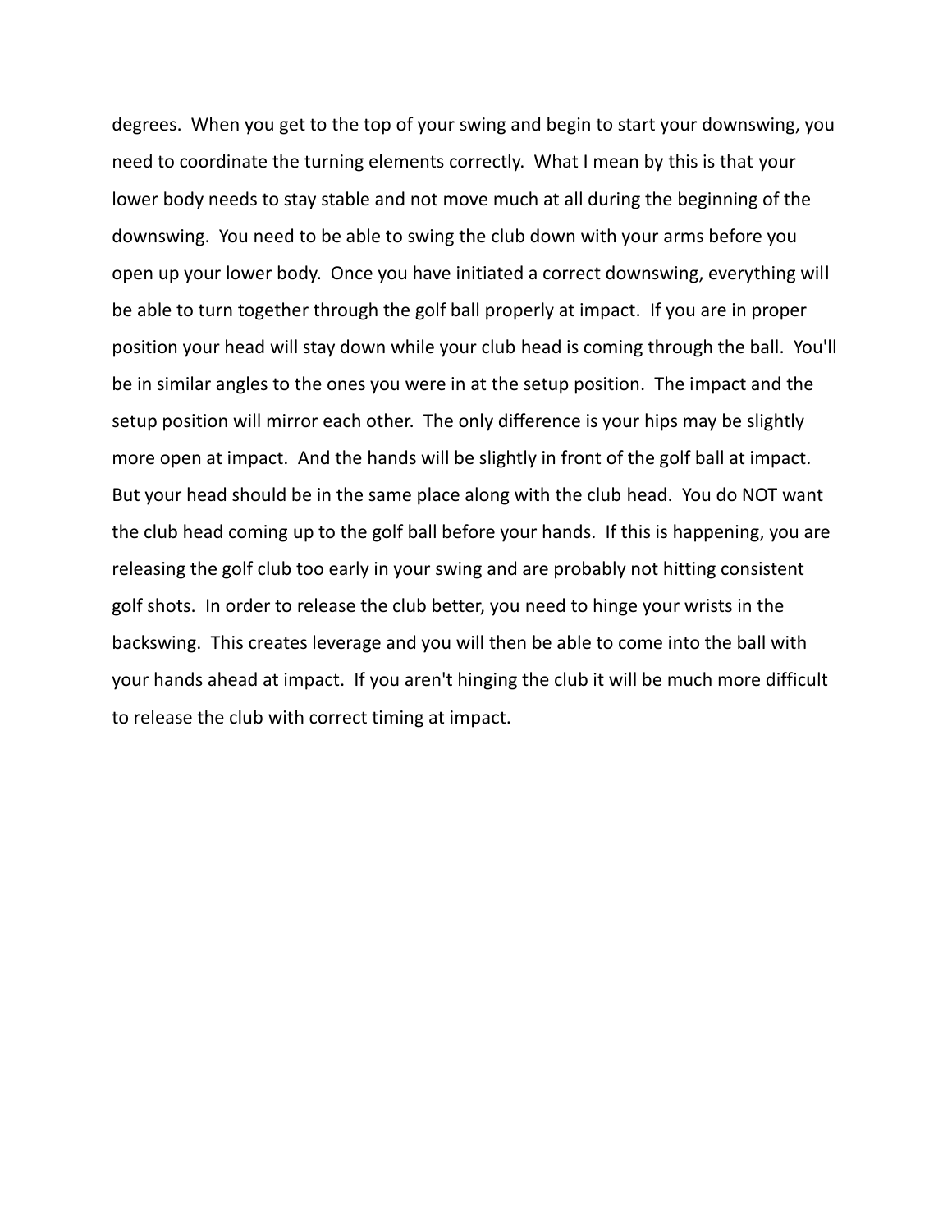degrees. When you get to the top of your swing and begin to start your downswing, you need to coordinate the turning elements correctly. What I mean by this is that your lower body needs to stay stable and not move much at all during the beginning of the downswing. You need to be able to swing the club down with your arms before you open up your lower body. Once you have initiated a correct downswing, everything will be able to turn together through the golf ball properly at impact. If you are in proper position your head will stay down while your club head is coming through the ball. You'll be in similar angles to the ones you were in at the setup position. The impact and the setup position will mirror each other. The only difference is your hips may be slightly more open at impact. And the hands will be slightly in front of the golf ball at impact. But your head should be in the same place along with the club head. You do NOT want the club head coming up to the golf ball before your hands. If this is happening, you are releasing the golf club too early in your swing and are probably not hitting consistent golf shots. In order to release the club better, you need to hinge your wrists in the backswing. This creates leverage and you will then be able to come into the ball with your hands ahead at impact. If you aren't hinging the club it will be much more difficult to release the club with correct timing at impact.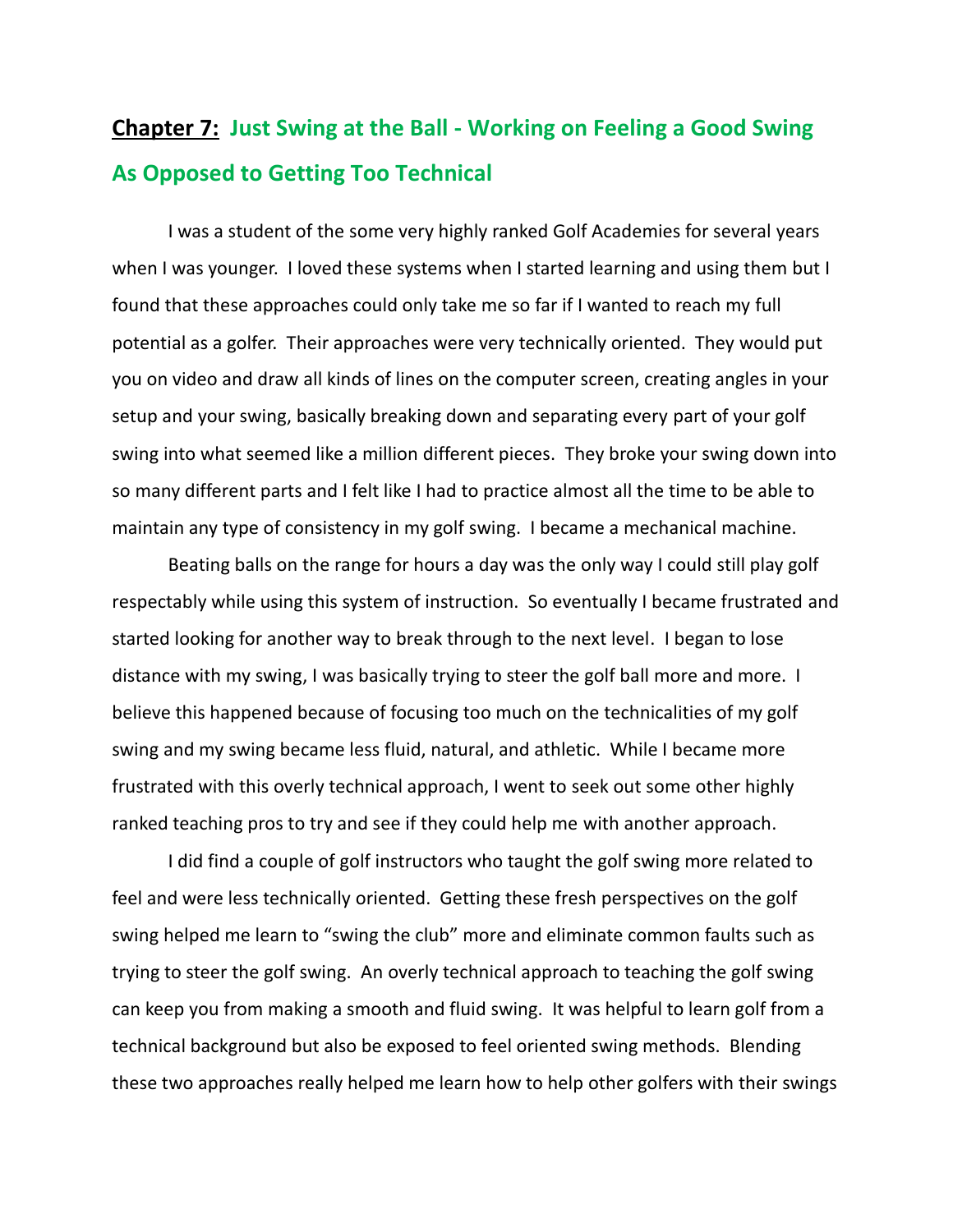## **Chapter 7:** **Just Swing at the Ball - Working on Feeling a Good Swing As Opposed to Getting Too Technical**

I was a student of the some very highly ranked Golf Academies for several years when I was younger. I loved these systems when I started learning and using them but I found that these approaches could only take me so far if I wanted to reach my full potential as a golfer. Their approaches were very technically oriented. They would put you on video and draw all kinds of lines on the computer screen, creating angles in your setup and your swing, basically breaking down and separating every part of your golf swing into what seemed like a million different pieces. They broke your swing down into so many different parts and I felt like I had to practice almost all the time to be able to maintain any type of consistency in my golf swing. I became a mechanical machine.

Beating balls on the range for hours a day was the only way I could still play golf respectably while using this system of instruction. So eventually I became frustrated and started looking for another way to break through to the next level. I began to lose distance with my swing, I was basically trying to steer the golf ball more and more. I believe this happened because of focusing too much on the technicalities of my golf swing and my swing became less fluid, natural, and athletic. While I became more frustrated with this overly technical approach, I went to seek out some other highly ranked teaching pros to try and see if they could help me with another approach.

I did find a couple of golf instructors who taught the golf swing more related to feel and were less technically oriented. Getting these fresh perspectives on the golf swing helped me learn to "swing the club" more and eliminate common faults such as trying to steer the golf swing. An overly technical approach to teaching the golf swing can keep you from making a smooth and fluid swing. It was helpful to learn golf from a technical background but also be exposed to feel oriented swing methods. Blending these two approaches really helped me learn how to help other golfers with their swings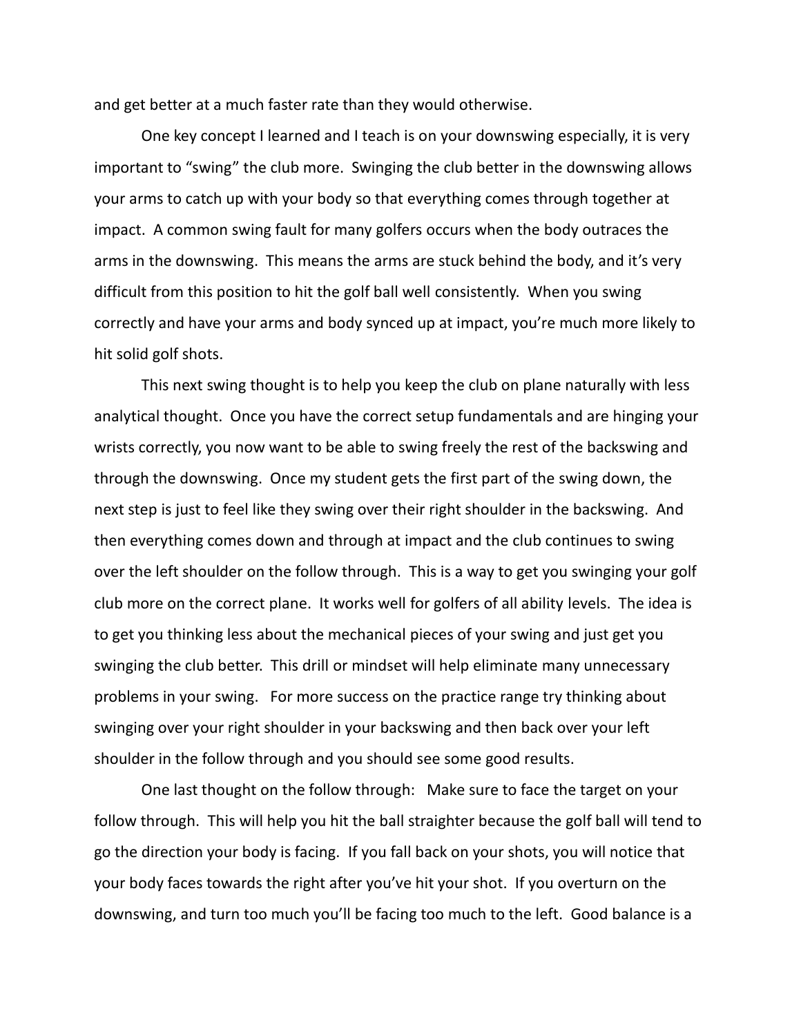and get better at a much faster rate than they would otherwise.

One key concept I learned and I teach is on your downswing especially, it is very important to “swing” the club more. Swinging the club better in the downswing allows your arms to catch up with your body so that everything comes through together at impact. A common swing fault for many golfers occurs when the body outraces the arms in the downswing. This means the arms are stuck behind the body, and it’s very difficult from this position to hit the golf ball well consistently. When you swing correctly and have your arms and body synced up at impact, you’re much more likely to hit solid golf shots.

This next swing thought is to help you keep the club on plane naturally with less analytical thought. Once you have the correct setup fundamentals and are hinging your wrists correctly, you now want to be able to swing freely the rest of the backswing and through the downswing. Once my student gets the first part of the swing down, the next step is just to feel like they swing over their right shoulder in the backswing. And then everything comes down and through at impact and the club continues to swing over the left shoulder on the follow through. This is a way to get you swinging your golf club more on the correct plane. It works well for golfers of all ability levels. The idea is to get you thinking less about the mechanical pieces of your swing and just get you swinging the club better. This drill or mindset will help eliminate many unnecessary problems in your swing. For more success on the practice range try thinking about swinging over your right shoulder in your backswing and then back over your left shoulder in the follow through and you should see some good results.

One last thought on the follow through: Make sure to face the target on your follow through. This will help you hit the ball straighter because the golf ball will tend to go the direction your body is facing. If you fall back on your shots, you will notice that your body faces towards the right after you’ve hit your shot. If you overturn on the downswing, and turn too much you’ll be facing too much to the left. Good balance is a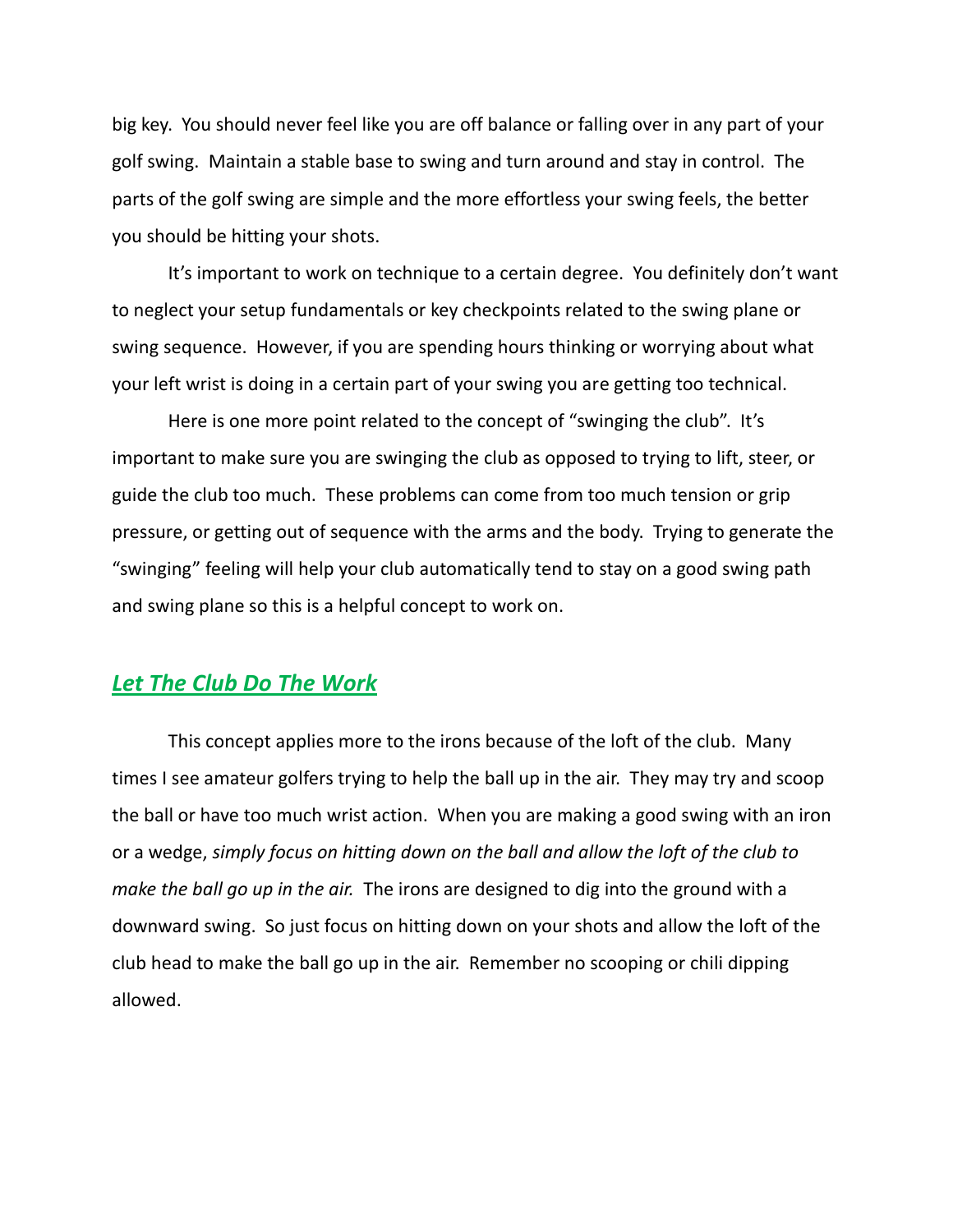big key. You should never feel like you are off balance or falling over in any part of your golf swing. Maintain a stable base to swing and turn around and stay in control. The parts of the golf swing are simple and the more effortless your swing feels, the better you should be hitting your shots.

It's important to work on technique to a certain degree. You definitely don't want to neglect your setup fundamentals or key checkpoints related to the swing plane or swing sequence. However, if you are spending hours thinking or worrying about what your left wrist is doing in a certain part of your swing you are getting too technical.

Here is one more point related to the concept of "swinging the club". It's important to make sure you are swinging the club as opposed to trying to lift, steer, or guide the club too much. These problems can come from too much tension or grip pressure, or getting out of sequence with the arms and the body. Trying to generate the "swinging" feeling will help your club automatically tend to stay on a good swing path and swing plane so this is a helpful concept to work on.

## ***Let The Club Do The Work***

This concept applies more to the irons because of the loft of the club. Many times I see amateur golfers trying to help the ball up in the air. They may try and scoop the ball or have too much wrist action. When you are making a good swing with an iron or a wedge, *simply focus on hitting down on the ball and allow the loft of the club to make the ball go up in the air.* The irons are designed to dig into the ground with a downward swing. So just focus on hitting down on your shots and allow the loft of the club head to make the ball go up in the air. Remember no scooping or chili dipping allowed.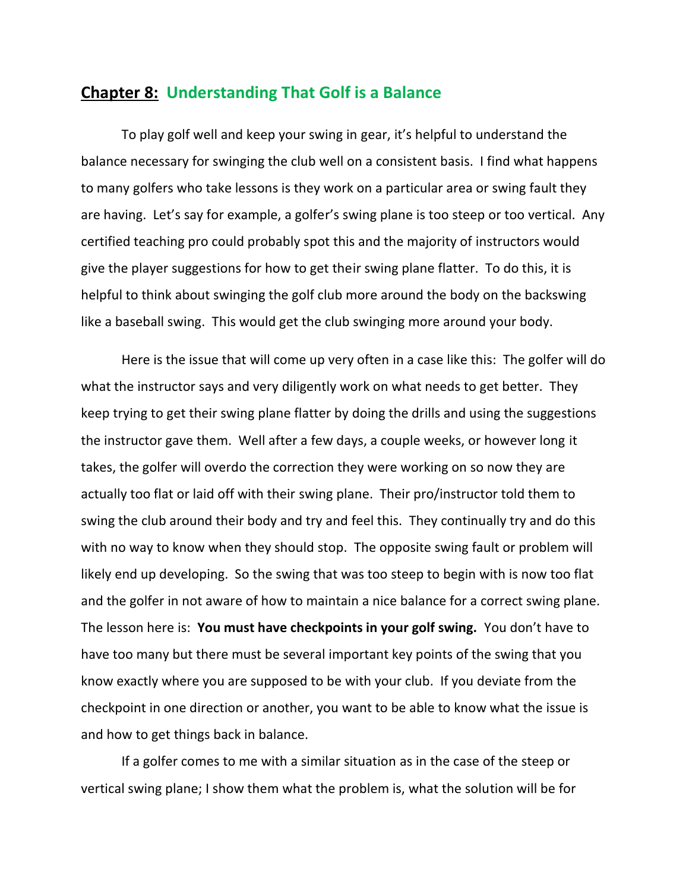## **Chapter 8:** **Understanding That Golf is a Balance**

To play golf well and keep your swing in gear, it's helpful to understand the balance necessary for swinging the club well on a consistent basis. I find what happens to many golfers who take lessons is they work on a particular area or swing fault they are having. Let's say for example, a golfer's swing plane is too steep or too vertical. Any certified teaching pro could probably spot this and the majority of instructors would give the player suggestions for how to get their swing plane flatter. To do this, it is helpful to think about swinging the golf club more around the body on the backswing like a baseball swing. This would get the club swinging more around your body.

Here is the issue that will come up very often in a case like this: The golfer will do what the instructor says and very diligently work on what needs to get better. They keep trying to get their swing plane flatter by doing the drills and using the suggestions the instructor gave them. Well after a few days, a couple weeks, or however long it takes, the golfer will overdo the correction they were working on so now they are actually too flat or laid off with their swing plane. Their pro/instructor told them to swing the club around their body and try and feel this. They continually try and do this with no way to know when they should stop. The opposite swing fault or problem will likely end up developing. So the swing that was too steep to begin with is now too flat and the golfer in not aware of how to maintain a nice balance for a correct swing plane. The lesson here is: **You must have checkpoints in your golf swing.** You don't have to have too many but there must be several important key points of the swing that you know exactly where you are supposed to be with your club. If you deviate from the checkpoint in one direction or another, you want to be able to know what the issue is and how to get things back in balance.

If a golfer comes to me with a similar situation as in the case of the steep or vertical swing plane; I show them what the problem is, what the solution will be for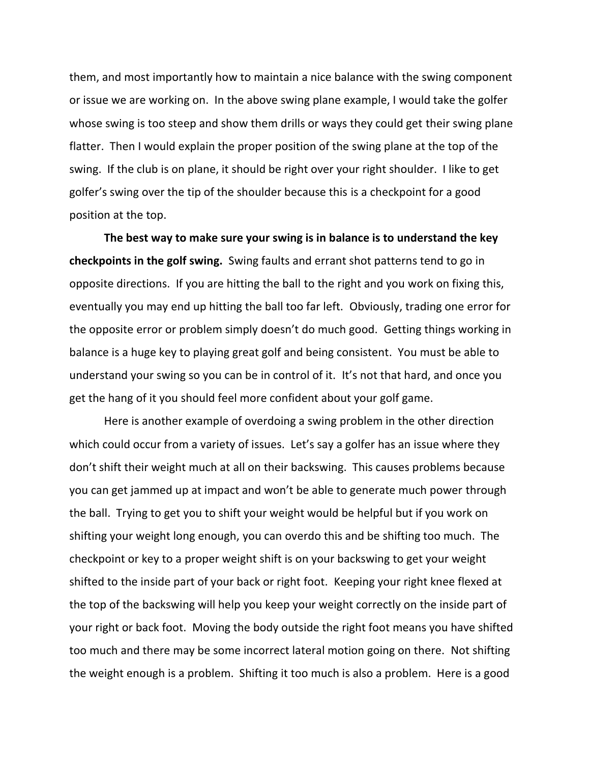them, and most importantly how to maintain a nice balance with the swing component or issue we are working on. In the above swing plane example, I would take the golfer whose swing is too steep and show them drills or ways they could get their swing plane flatter. Then I would explain the proper position of the swing plane at the top of the swing. If the club is on plane, it should be right over your right shoulder. I like to get golfer's swing over the tip of the shoulder because this is a checkpoint for a good position at the top.

**The best way to make sure your swing is in balance is to understand the key checkpoints in the golf swing.** Swing faults and errant shot patterns tend to go in opposite directions. If you are hitting the ball to the right and you work on fixing this, eventually you may end up hitting the ball too far left. Obviously, trading one error for the opposite error or problem simply doesn't do much good. Getting things working in balance is a huge key to playing great golf and being consistent. You must be able to understand your swing so you can be in control of it. It's not that hard, and once you get the hang of it you should feel more confident about your golf game.

Here is another example of overdoing a swing problem in the other direction which could occur from a variety of issues. Let's say a golfer has an issue where they don't shift their weight much at all on their backswing. This causes problems because you can get jammed up at impact and won't be able to generate much power through the ball. Trying to get you to shift your weight would be helpful but if you work on shifting your weight long enough, you can overdo this and be shifting too much. The checkpoint or key to a proper weight shift is on your backswing to get your weight shifted to the inside part of your back or right foot. Keeping your right knee flexed at the top of the backswing will help you keep your weight correctly on the inside part of your right or back foot. Moving the body outside the right foot means you have shifted too much and there may be some incorrect lateral motion going on there. Not shifting the weight enough is a problem. Shifting it too much is also a problem. Here is a good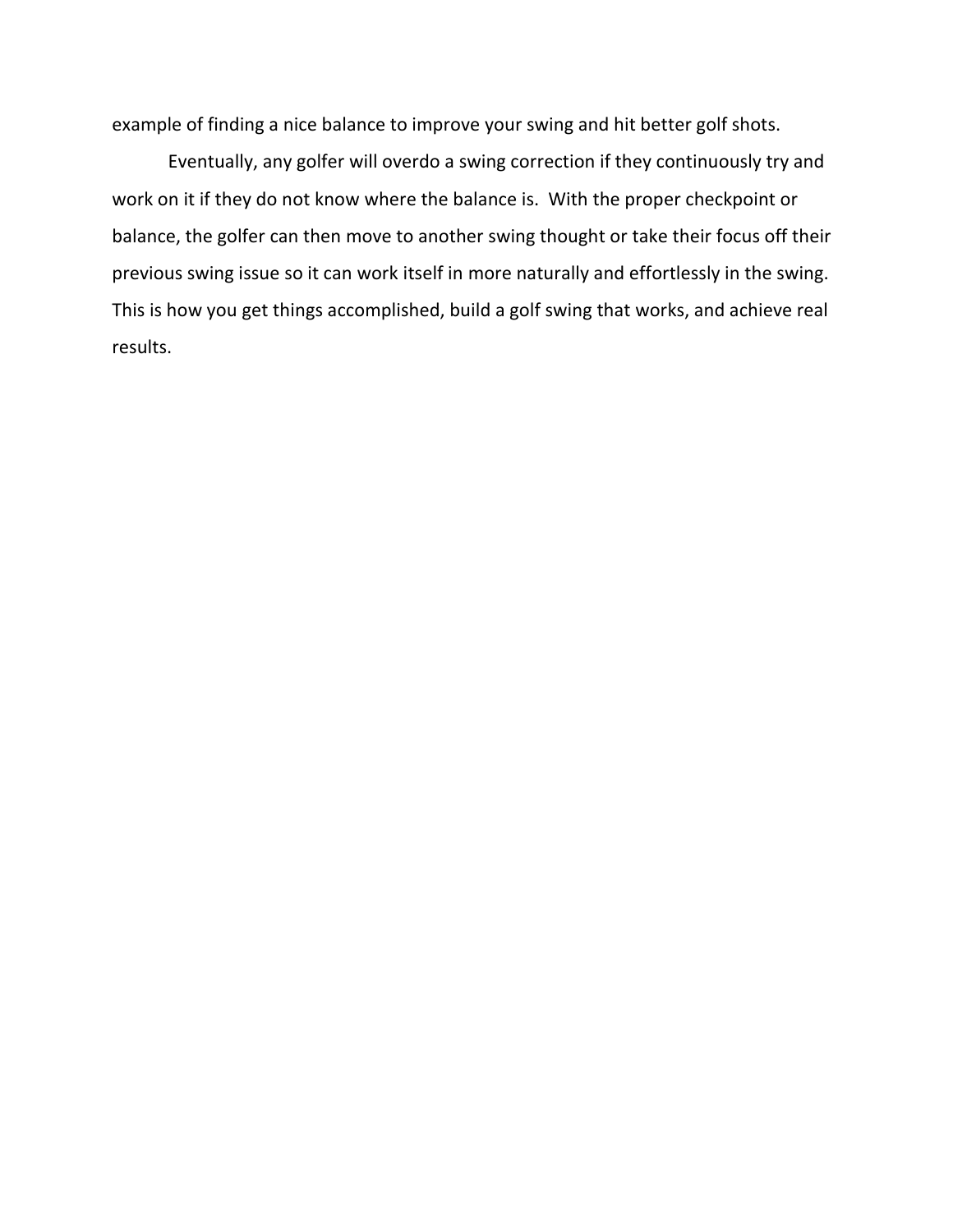example of finding a nice balance to improve your swing and hit better golf shots.

Eventually, any golfer will overdo a swing correction if they continuously try and work on it if they do not know where the balance is. With the proper checkpoint or balance, the golfer can then move to another swing thought or take their focus off their previous swing issue so it can work itself in more naturally and effortlessly in the swing. This is how you get things accomplished, build a golf swing that works, and achieve real results.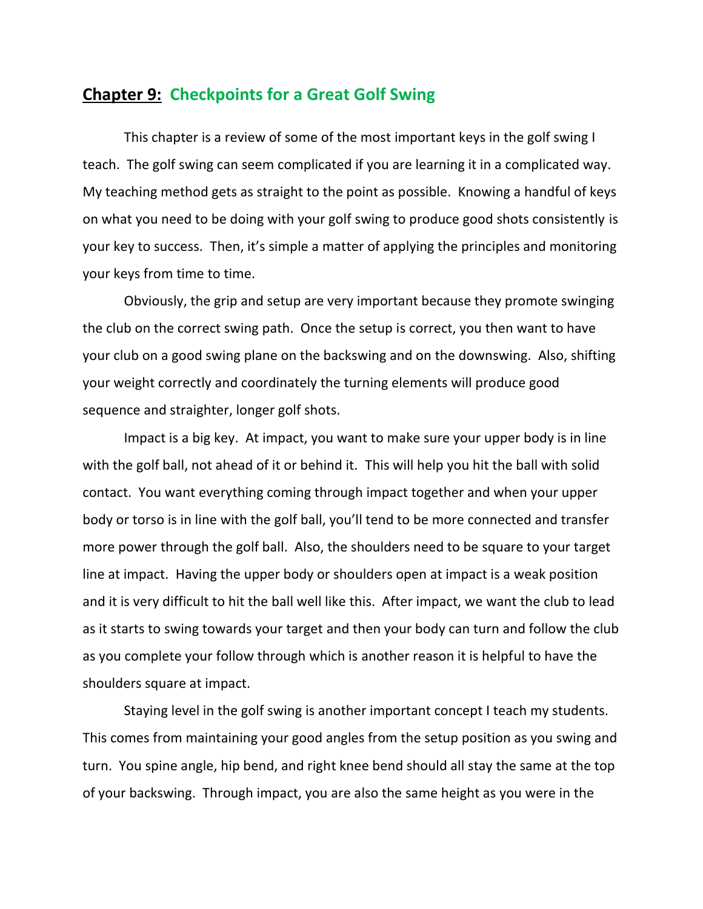## **Chapter 9:** Checkpoints for a Great Golf Swing

This chapter is a review of some of the most important keys in the golf swing I teach. The golf swing can seem complicated if you are learning it in a complicated way. My teaching method gets as straight to the point as possible. Knowing a handful of keys on what you need to be doing with your golf swing to produce good shots consistently is your key to success. Then, it's simple a matter of applying the principles and monitoring your keys from time to time.

Obviously, the grip and setup are very important because they promote swinging the club on the correct swing path. Once the setup is correct, you then want to have your club on a good swing plane on the backswing and on the downswing. Also, shifting your weight correctly and coordinately the turning elements will produce good sequence and straighter, longer golf shots.

Impact is a big key. At impact, you want to make sure your upper body is in line with the golf ball, not ahead of it or behind it. This will help you hit the ball with solid contact. You want everything coming through impact together and when your upper body or torso is in line with the golf ball, you'll tend to be more connected and transfer more power through the golf ball. Also, the shoulders need to be square to your target line at impact. Having the upper body or shoulders open at impact is a weak position and it is very difficult to hit the ball well like this. After impact, we want the club to lead as it starts to swing towards your target and then your body can turn and follow the club as you complete your follow through which is another reason it is helpful to have the shoulders square at impact.

Staying level in the golf swing is another important concept I teach my students. This comes from maintaining your good angles from the setup position as you swing and turn. You spine angle, hip bend, and right knee bend should all stay the same at the top of your backswing. Through impact, you are also the same height as you were in the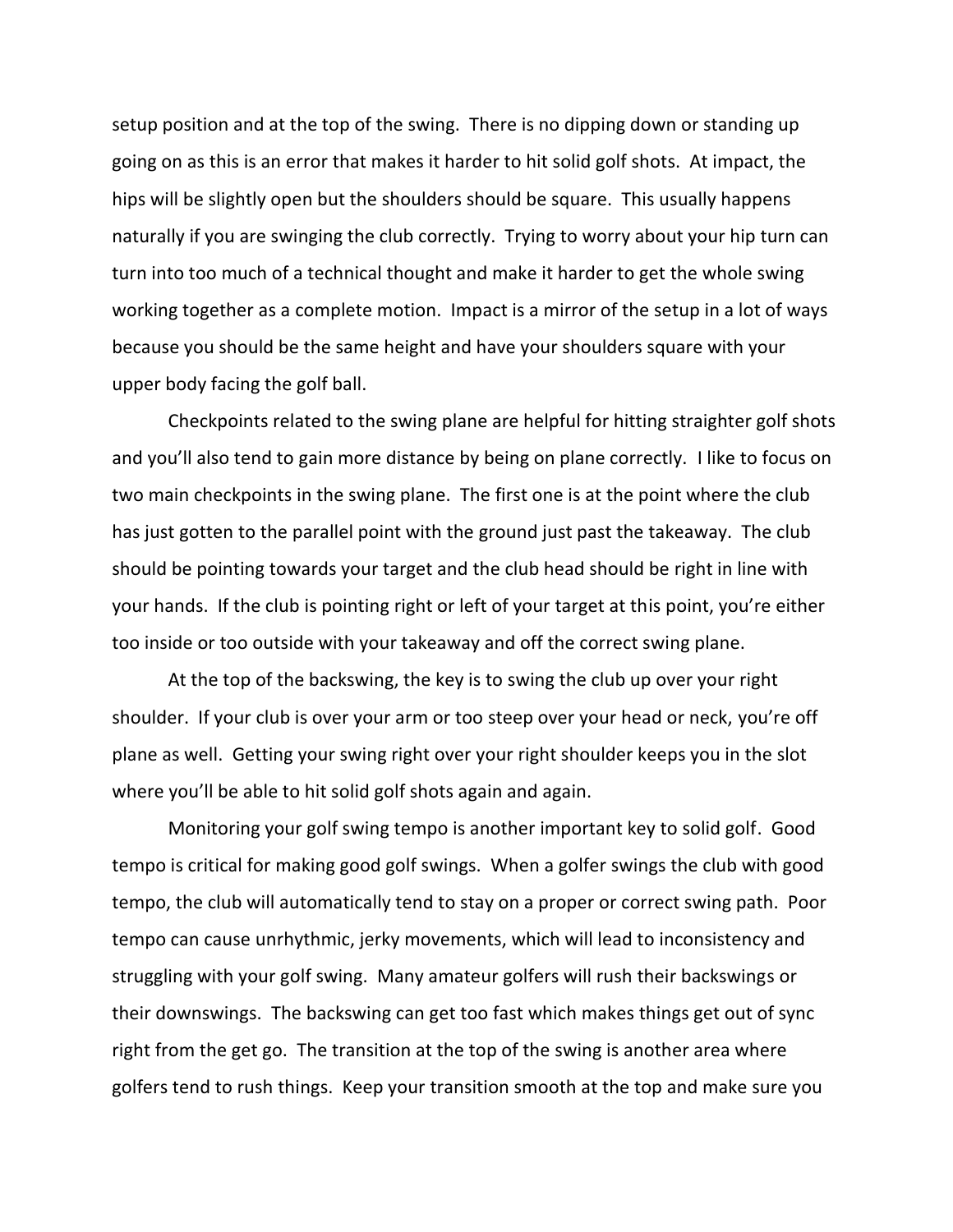setup position and at the top of the swing. There is no dipping down or standing up going on as this is an error that makes it harder to hit solid golf shots. At impact, the hips will be slightly open but the shoulders should be square. This usually happens naturally if you are swinging the club correctly. Trying to worry about your hip turn can turn into too much of a technical thought and make it harder to get the whole swing working together as a complete motion. Impact is a mirror of the setup in a lot of ways because you should be the same height and have your shoulders square with your upper body facing the golf ball.

Checkpoints related to the swing plane are helpful for hitting straighter golf shots and you'll also tend to gain more distance by being on plane correctly. I like to focus on two main checkpoints in the swing plane. The first one is at the point where the club has just gotten to the parallel point with the ground just past the takeaway. The club should be pointing towards your target and the club head should be right in line with your hands. If the club is pointing right or left of your target at this point, you're either too inside or too outside with your takeaway and off the correct swing plane.

At the top of the backswing, the key is to swing the club up over your right shoulder. If your club is over your arm or too steep over your head or neck, you're off plane as well. Getting your swing right over your right shoulder keeps you in the slot where you'll be able to hit solid golf shots again and again.

Monitoring your golf swing tempo is another important key to solid golf. Good tempo is critical for making good golf swings. When a golfer swings the club with good tempo, the club will automatically tend to stay on a proper or correct swing path. Poor tempo can cause unrhythmic, jerky movements, which will lead to inconsistency and struggling with your golf swing. Many amateur golfers will rush their backswings or their downswings. The backswing can get too fast which makes things get out of sync right from the get go. The transition at the top of the swing is another area where golfers tend to rush things. Keep your transition smooth at the top and make sure you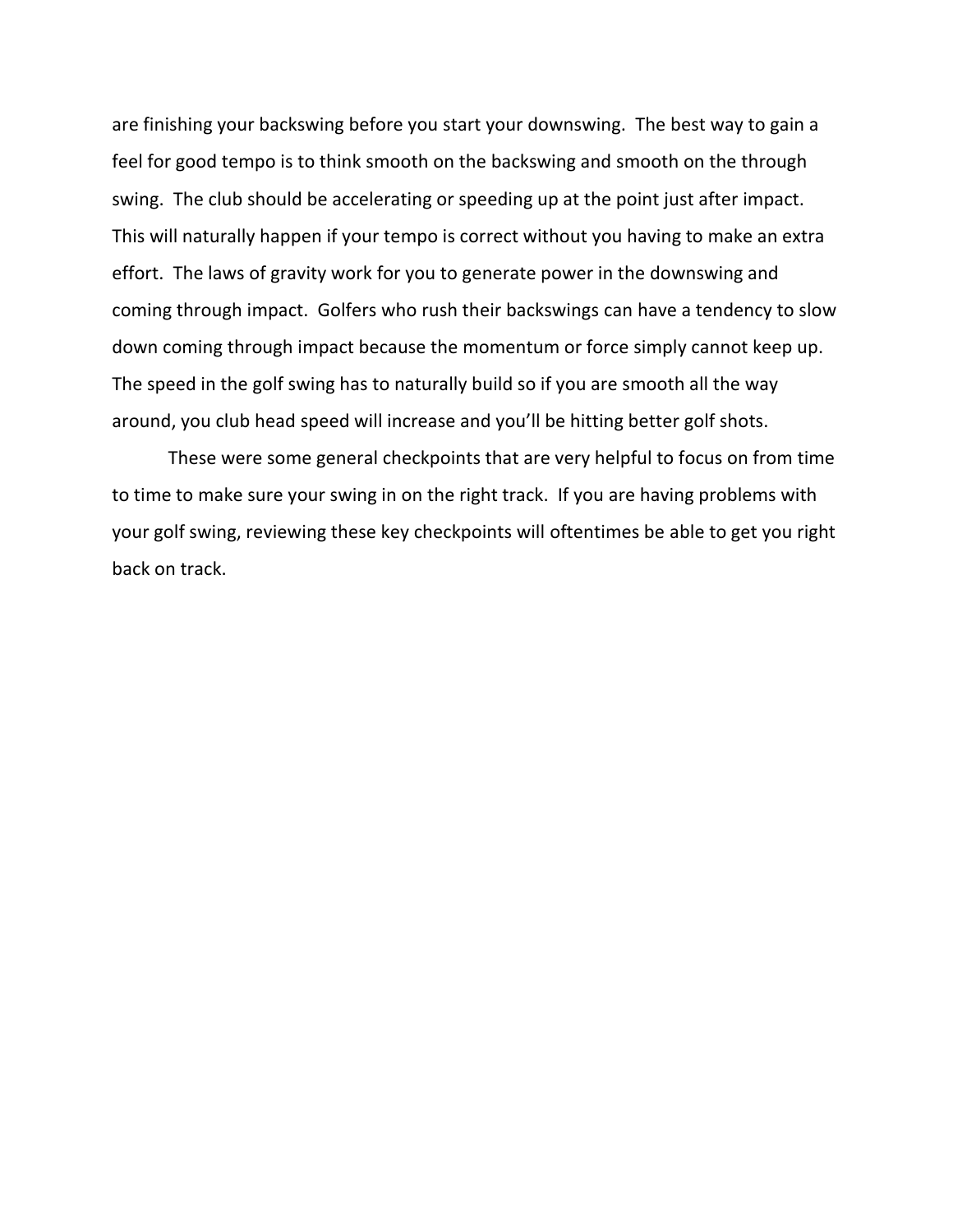are finishing your backswing before you start your downswing. The best way to gain a feel for good tempo is to think smooth on the backswing and smooth on the through swing. The club should be accelerating or speeding up at the point just after impact. This will naturally happen if your tempo is correct without you having to make an extra effort. The laws of gravity work for you to generate power in the downswing and coming through impact. Golfers who rush their backswings can have a tendency to slow down coming through impact because the momentum or force simply cannot keep up. The speed in the golf swing has to naturally build so if you are smooth all the way around, you club head speed will increase and you'll be hitting better golf shots.

These were some general checkpoints that are very helpful to focus on from time to time to make sure your swing in on the right track. If you are having problems with your golf swing, reviewing these key checkpoints will oftentimes be able to get you right back on track.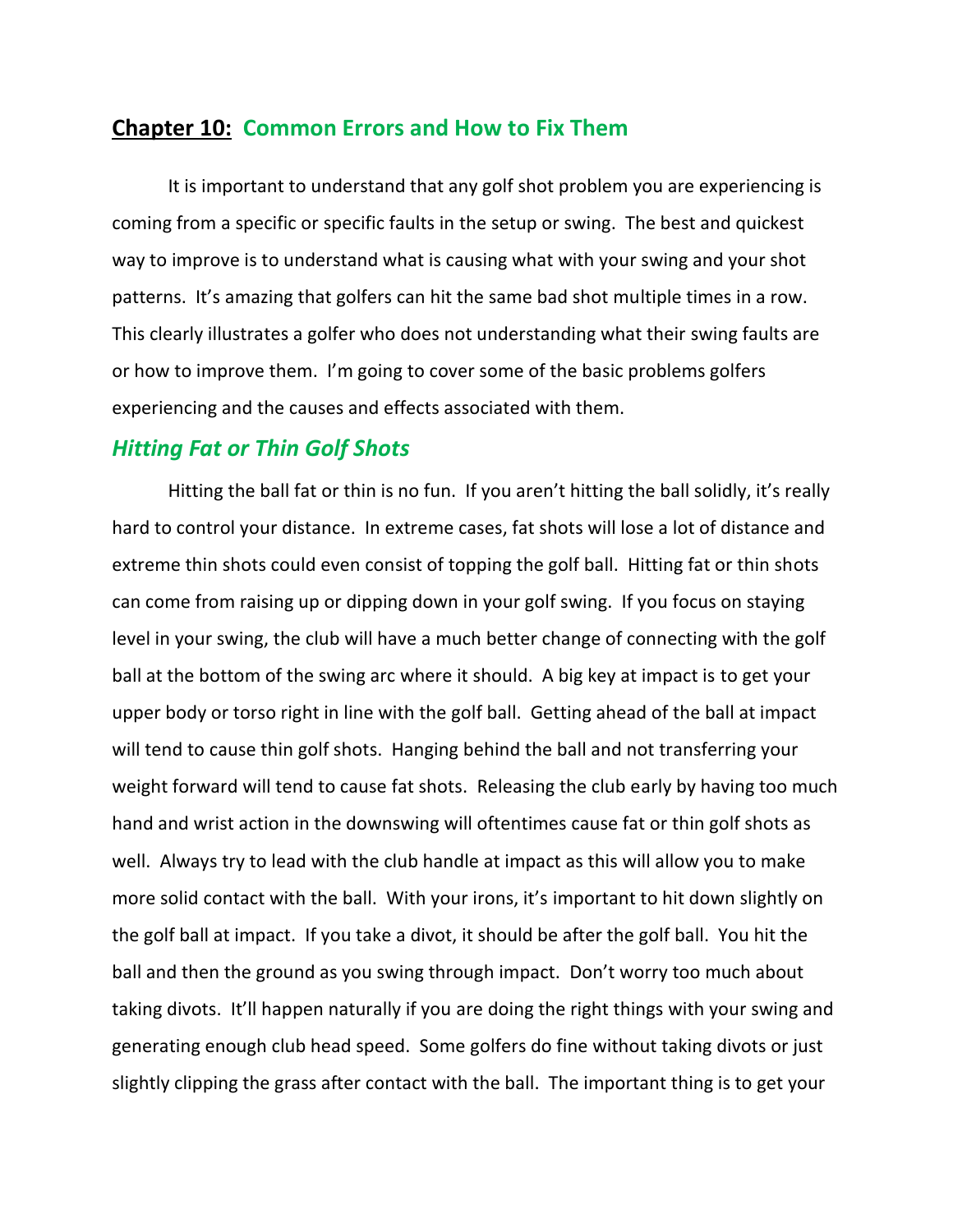## **Chapter 10:** Common Errors and How to Fix Them

It is important to understand that any golf shot problem you are experiencing is coming from a specific or specific faults in the setup or swing. The best and quickest way to improve is to understand what is causing what with your swing and your shot patterns. It's amazing that golfers can hit the same bad shot multiple times in a row. This clearly illustrates a golfer who does not understanding what their swing faults are or how to improve them. I'm going to cover some of the basic problems golfers experiencing and the causes and effects associated with them.

### *Hitting Fat or Thin Golf Shots*

Hitting the ball fat or thin is no fun. If you aren't hitting the ball solidly, it's really hard to control your distance. In extreme cases, fat shots will lose a lot of distance and extreme thin shots could even consist of topping the golf ball. Hitting fat or thin shots can come from raising up or dipping down in your golf swing. If you focus on staying level in your swing, the club will have a much better change of connecting with the golf ball at the bottom of the swing arc where it should. A big key at impact is to get your upper body or torso right in line with the golf ball. Getting ahead of the ball at impact will tend to cause thin golf shots. Hanging behind the ball and not transferring your weight forward will tend to cause fat shots. Releasing the club early by having too much hand and wrist action in the downswing will oftentimes cause fat or thin golf shots as well. Always try to lead with the club handle at impact as this will allow you to make more solid contact with the ball. With your irons, it's important to hit down slightly on the golf ball at impact. If you take a divot, it should be after the golf ball. You hit the ball and then the ground as you swing through impact. Don't worry too much about taking divots. It'll happen naturally if you are doing the right things with your swing and generating enough club head speed. Some golfers do fine without taking divots or just slightly clipping the grass after contact with the ball. The important thing is to get your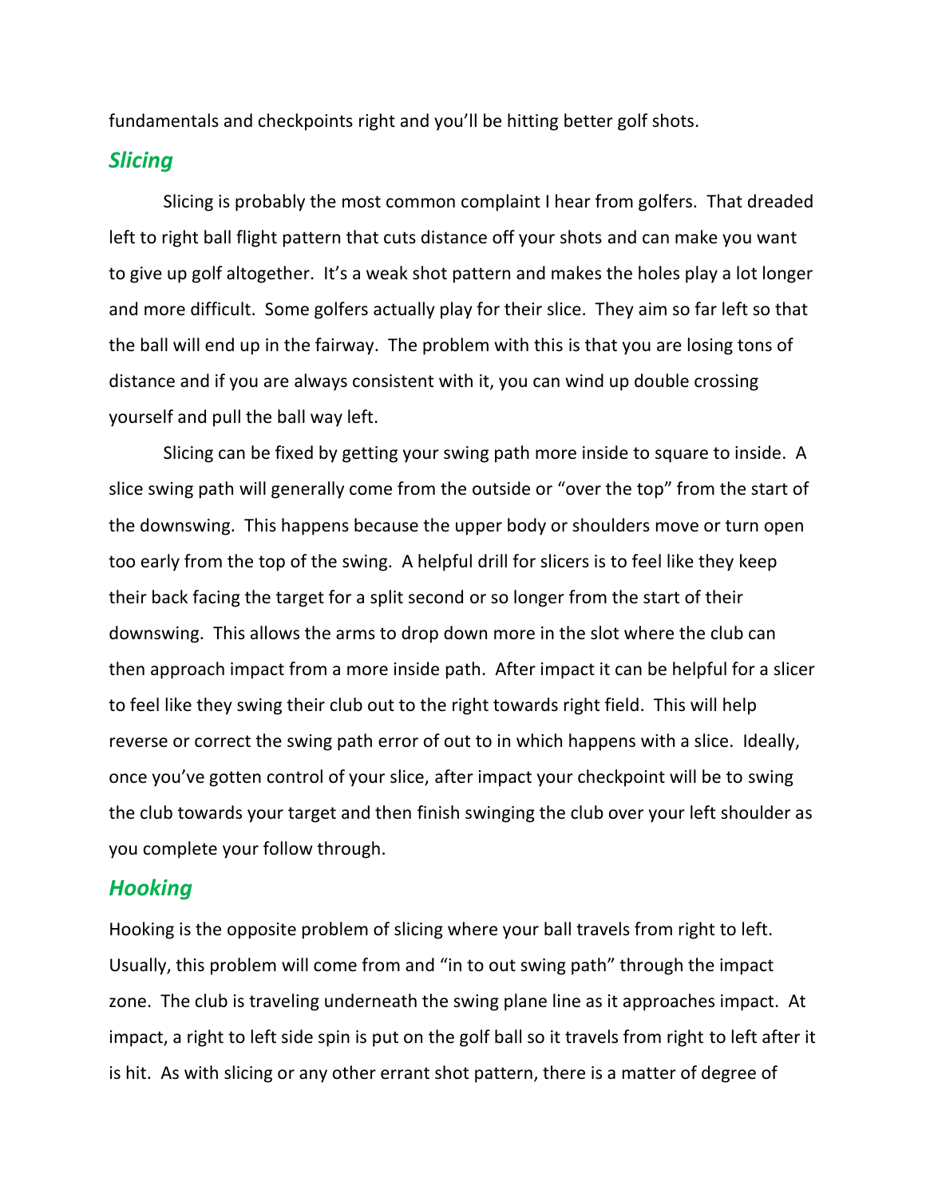fundamentals and checkpoints right and you'll be hitting better golf shots.

### *Slicing*

Slicing is probably the most common complaint I hear from golfers. That dreaded left to right ball flight pattern that cuts distance off your shots and can make you want to give up golf altogether. It's a weak shot pattern and makes the holes play a lot longer and more difficult. Some golfers actually play for their slice. They aim so far left so that the ball will end up in the fairway. The problem with this is that you are losing tons of distance and if you are always consistent with it, you can wind up double crossing yourself and pull the ball way left.

Slicing can be fixed by getting your swing path more inside to square to inside. A slice swing path will generally come from the outside or "over the top" from the start of the downswing. This happens because the upper body or shoulders move or turn open too early from the top of the swing. A helpful drill for slicers is to feel like they keep their back facing the target for a split second or so longer from the start of their downswing. This allows the arms to drop down more in the slot where the club can then approach impact from a more inside path. After impact it can be helpful for a slicer to feel like they swing their club out to the right towards right field. This will help reverse or correct the swing path error of out to in which happens with a slice. Ideally, once you've gotten control of your slice, after impact your checkpoint will be to swing the club towards your target and then finish swinging the club over your left shoulder as you complete your follow through.

### *Hooking*

Hooking is the opposite problem of slicing where your ball travels from right to left. Usually, this problem will come from and "in to out swing path" through the impact zone. The club is traveling underneath the swing plane line as it approaches impact. At impact, a right to left side spin is put on the golf ball so it travels from right to left after it is hit. As with slicing or any other errant shot pattern, there is a matter of degree of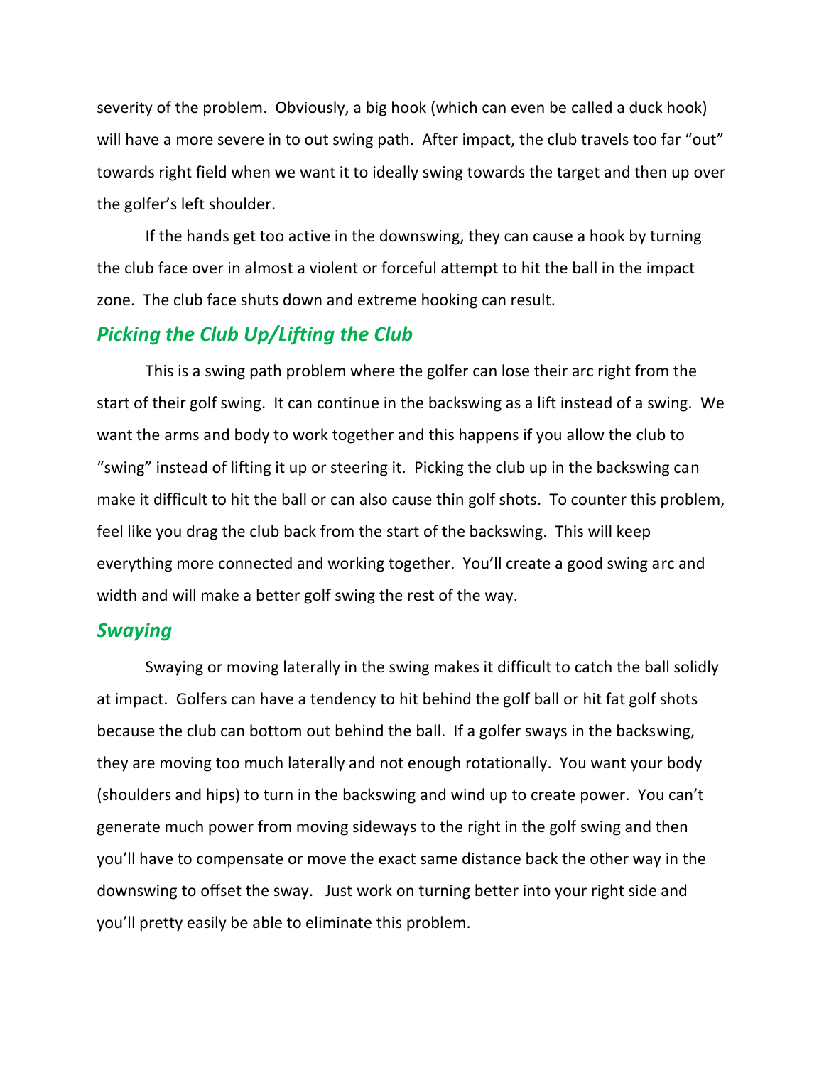severity of the problem. Obviously, a big hook (which can even be called a duck hook) will have a more severe in to out swing path. After impact, the club travels too far "out" towards right field when we want it to ideally swing towards the target and then up over the golfer's left shoulder.

If the hands get too active in the downswing, they can cause a hook by turning the club face over in almost a violent or forceful attempt to hit the ball in the impact zone. The club face shuts down and extreme hooking can result.

### *Picking the Club Up/Lifting the Club*

This is a swing path problem where the golfer can lose their arc right from the start of their golf swing. It can continue in the backswing as a lift instead of a swing. We want the arms and body to work together and this happens if you allow the club to "swing" instead of lifting it up or steering it. Picking the club up in the backswing can make it difficult to hit the ball or can also cause thin golf shots. To counter this problem, feel like you drag the club back from the start of the backswing. This will keep everything more connected and working together. You'll create a good swing arc and width and will make a better golf swing the rest of the way.

### *Swaying*

Swaying or moving laterally in the swing makes it difficult to catch the ball solidly at impact. Golfers can have a tendency to hit behind the golf ball or hit fat golf shots because the club can bottom out behind the ball. If a golfer sways in the backswing, they are moving too much laterally and not enough rotationally. You want your body (shoulders and hips) to turn in the backswing and wind up to create power. You can't generate much power from moving sideways to the right in the golf swing and then you'll have to compensate or move the exact same distance back the other way in the downswing to offset the sway. Just work on turning better into your right side and you'll pretty easily be able to eliminate this problem.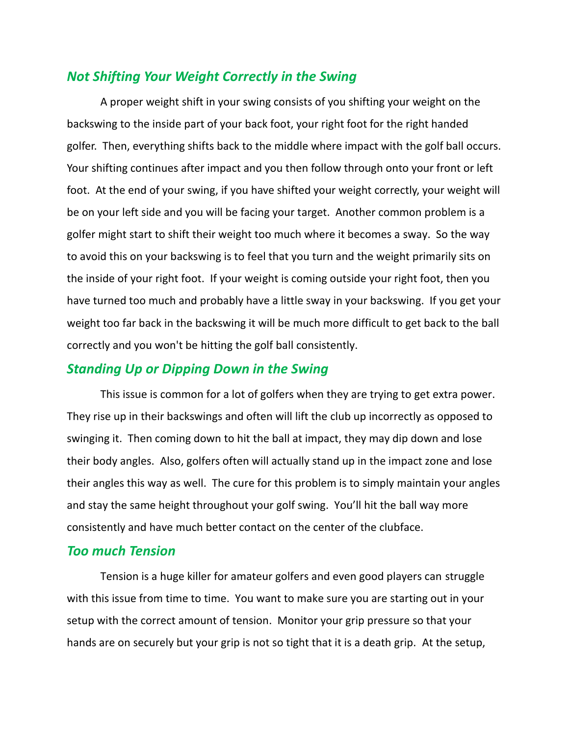## *Not Shifting Your Weight Correctly in the Swing*

A proper weight shift in your swing consists of you shifting your weight on the backswing to the inside part of your back foot, your right foot for the right handed golfer. Then, everything shifts back to the middle where impact with the golf ball occurs. Your shifting continues after impact and you then follow through onto your front or left foot. At the end of your swing, if you have shifted your weight correctly, your weight will be on your left side and you will be facing your target. Another common problem is a golfer might start to shift their weight too much where it becomes a sway. So the way to avoid this on your backswing is to feel that you turn and the weight primarily sits on the inside of your right foot. If your weight is coming outside your right foot, then you have turned too much and probably have a little sway in your backswing. If you get your weight too far back in the backswing it will be much more difficult to get back to the ball correctly and you won't be hitting the golf ball consistently.

## *Standing Up or Dipping Down in the Swing*

This issue is common for a lot of golfers when they are trying to get extra power. They rise up in their backswings and often will lift the club up incorrectly as opposed to swinging it. Then coming down to hit the ball at impact, they may dip down and lose their body angles. Also, golfers often will actually stand up in the impact zone and lose their angles this way as well. The cure for this problem is to simply maintain your angles and stay the same height throughout your golf swing. You'll hit the ball way more consistently and have much better contact on the center of the clubface.

## *Too much Tension*

Tension is a huge killer for amateur golfers and even good players can struggle with this issue from time to time. You want to make sure you are starting out in your setup with the correct amount of tension. Monitor your grip pressure so that your hands are on securely but your grip is not so tight that it is a death grip. At the setup,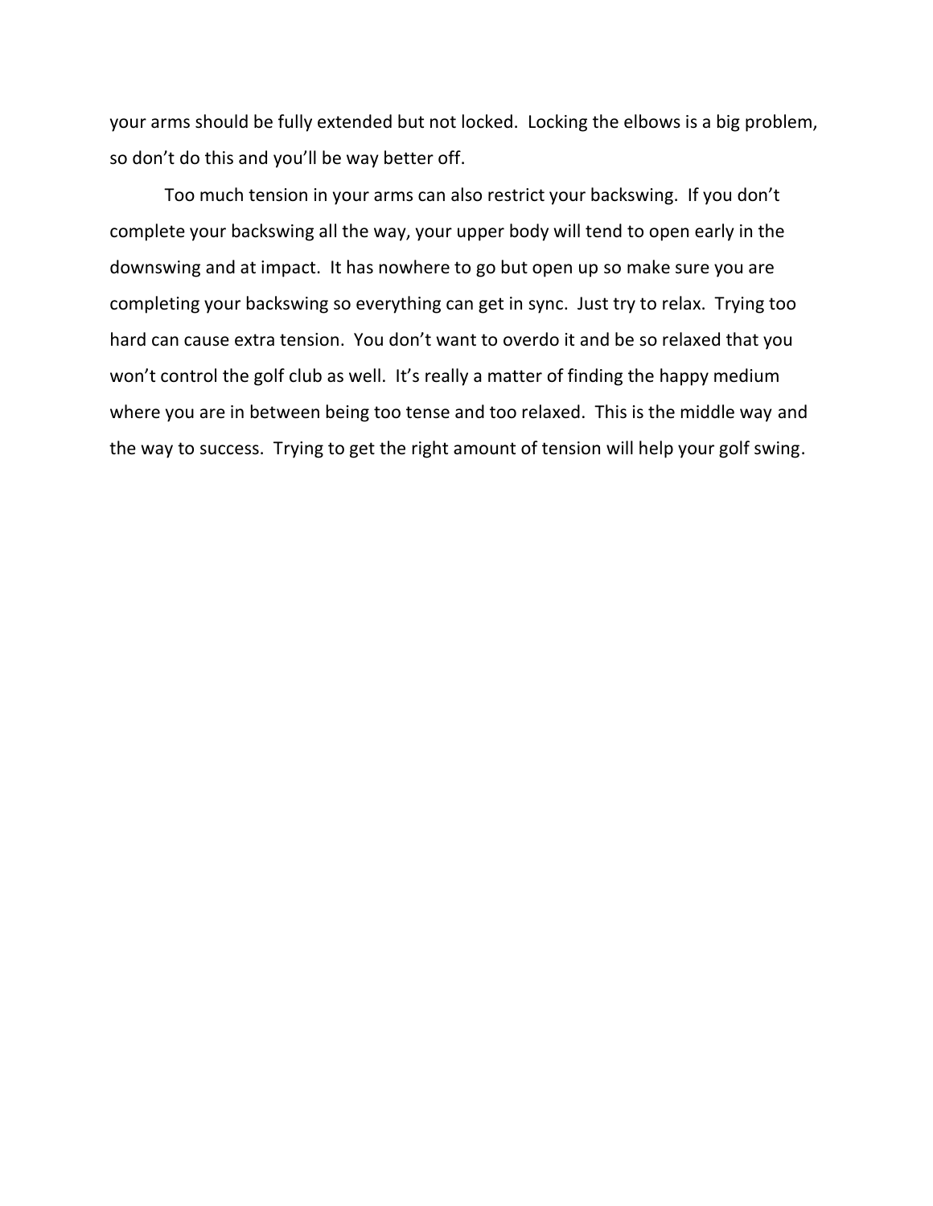your arms should be fully extended but not locked. Locking the elbows is a big problem, so don't do this and you'll be way better off.

Too much tension in your arms can also restrict your backswing. If you don't complete your backswing all the way, your upper body will tend to open early in the downswing and at impact. It has nowhere to go but open up so make sure you are completing your backswing so everything can get in sync. Just try to relax. Trying too hard can cause extra tension. You don't want to overdo it and be so relaxed that you won't control the golf club as well. It's really a matter of finding the happy medium where you are in between being too tense and too relaxed. This is the middle way and the way to success. Trying to get the right amount of tension will help your golf swing.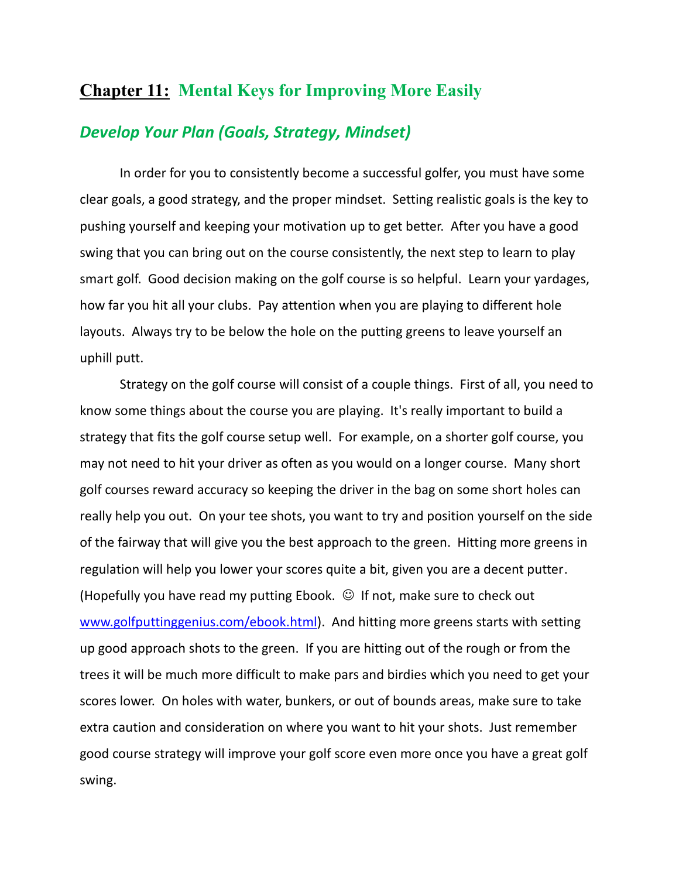## **Chapter 11:** Mental Keys for Improving More Easily

### *Develop Your Plan (Goals, Strategy, Mindset)*

In order for you to consistently become a successful golfer, you must have some clear goals, a good strategy, and the proper mindset. Setting realistic goals is the key to pushing yourself and keeping your motivation up to get better. After you have a good swing that you can bring out on the course consistently, the next step to learn to play smart golf. Good decision making on the golf course is so helpful. Learn your yardages, how far you hit all your clubs. Pay attention when you are playing to different hole layouts. Always try to be below the hole on the putting greens to leave yourself an uphill putt.

Strategy on the golf course will consist of a couple things. First of all, you need to know some things about the course you are playing. It's really important to build a strategy that fits the golf course setup well. For example, on a shorter golf course, you may not need to hit your driver as often as you would on a longer course. Many short golf courses reward accuracy so keeping the driver in the bag on some short holes can really help you out. On your tee shots, you want to try and position yourself on the side of the fairway that will give you the best approach to the green. Hitting more greens in regulation will help you lower your scores quite a bit, given you are a decent putter. (Hopefully you have read my putting Ebook. ☺ If not, make sure to check out [www.golfputtinggenius.com/ebook.html](www.golfputtinggenius.com/ebook.html)). And hitting more greens starts with setting up good approach shots to the green. If you are hitting out of the rough or from the trees it will be much more difficult to make pars and birdies which you need to get your scores lower. On holes with water, bunkers, or out of bounds areas, make sure to take extra caution and consideration on where you want to hit your shots. Just remember good course strategy will improve your golf score even more once you have a great golf swing.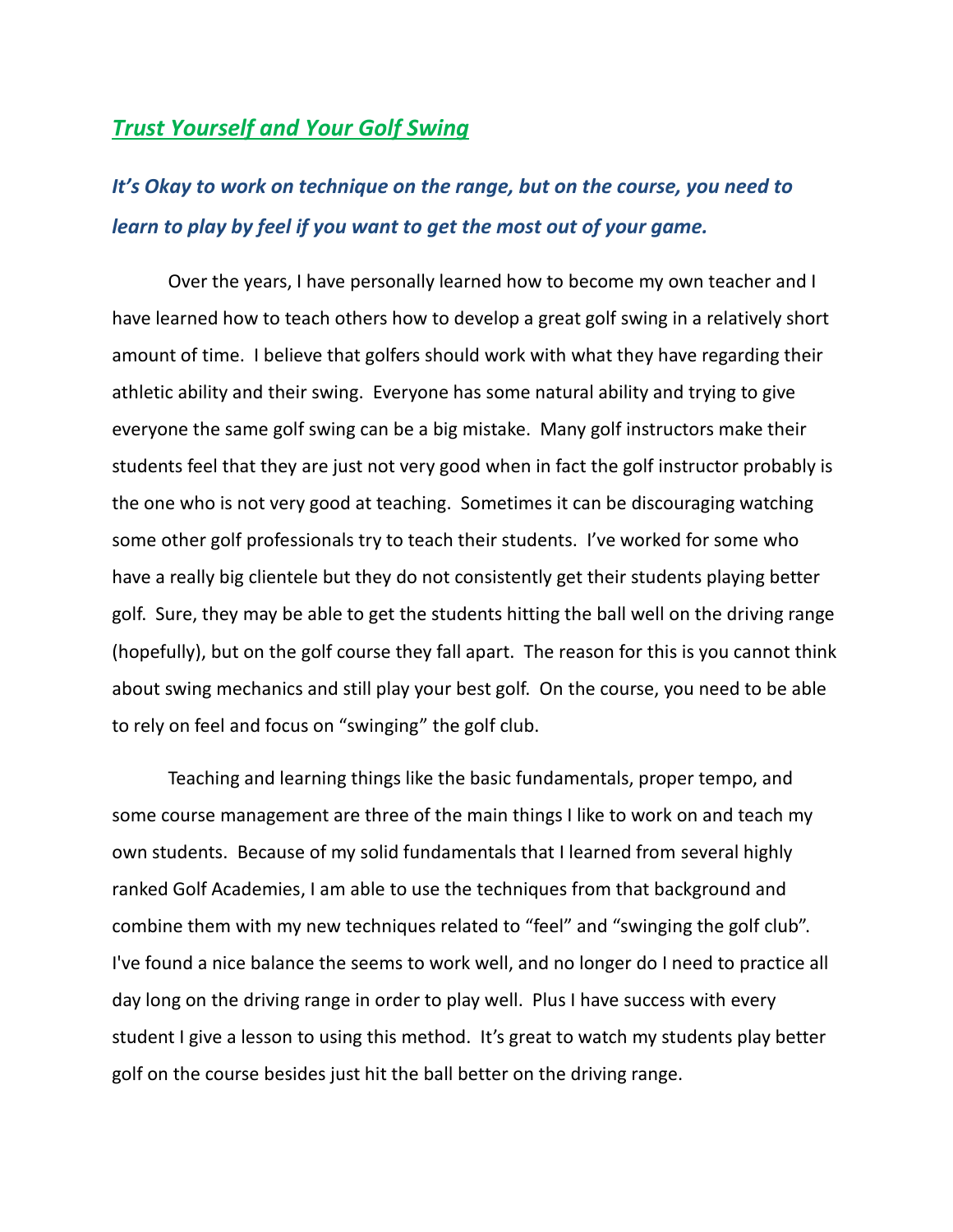## ***Trust Yourself and Your Golf Swing***

### *It's Okay to work on technique on the range, but on the course, you need to learn to play by feel if you want to get the most out of your game.*

Over the years, I have personally learned how to become my own teacher and I have learned how to teach others how to develop a great golf swing in a relatively short amount of time. I believe that golfers should work with what they have regarding their athletic ability and their swing. Everyone has some natural ability and trying to give everyone the same golf swing can be a big mistake. Many golf instructors make their students feel that they are just not very good when in fact the golf instructor probably is the one who is not very good at teaching. Sometimes it can be discouraging watching some other golf professionals try to teach their students. I've worked for some who have a really big clientele but they do not consistently get their students playing better golf. Sure, they may be able to get the students hitting the ball well on the driving range (hopefully), but on the golf course they fall apart. The reason for this is you cannot think about swing mechanics and still play your best golf. On the course, you need to be able to rely on feel and focus on "swinging" the golf club.

Teaching and learning things like the basic fundamentals, proper tempo, and some course management are three of the main things I like to work on and teach my own students. Because of my solid fundamentals that I learned from several highly ranked Golf Academies, I am able to use the techniques from that background and combine them with my new techniques related to "feel" and "swinging the golf club". I've found a nice balance the seems to work well, and no longer do I need to practice all day long on the driving range in order to play well. Plus I have success with every student I give a lesson to using this method. It's great to watch my students play better golf on the course besides just hit the ball better on the driving range.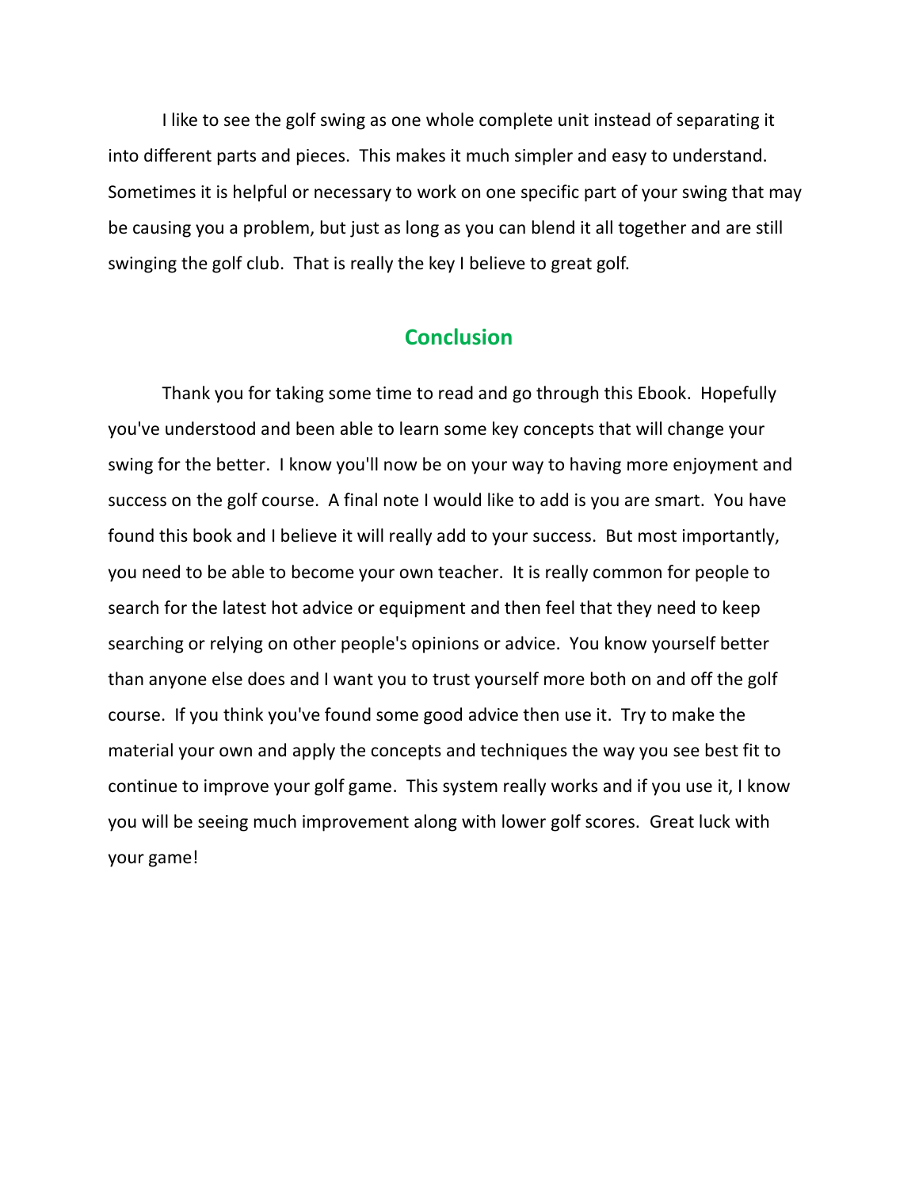I like to see the golf swing as one whole complete unit instead of separating it into different parts and pieces. This makes it much simpler and easy to understand. Sometimes it is helpful or necessary to work on one specific part of your swing that may be causing you a problem, but just as long as you can blend it all together and are still swinging the golf club. That is really the key I believe to great golf.

## Conclusion

Thank you for taking some time to read and go through this Ebook. Hopefully you've understood and been able to learn some key concepts that will change your swing for the better. I know you'll now be on your way to having more enjoyment and success on the golf course. A final note I would like to add is you are smart. You have found this book and I believe it will really add to your success. But most importantly, you need to be able to become your own teacher. It is really common for people to search for the latest hot advice or equipment and then feel that they need to keep searching or relying on other people's opinions or advice. You know yourself better than anyone else does and I want you to trust yourself more both on and off the golf course. If you think you've found some good advice then use it. Try to make the material your own and apply the concepts and techniques the way you see best fit to continue to improve your golf game. This system really works and if you use it, I know you will be seeing much improvement along with lower golf scores. Great luck with your game!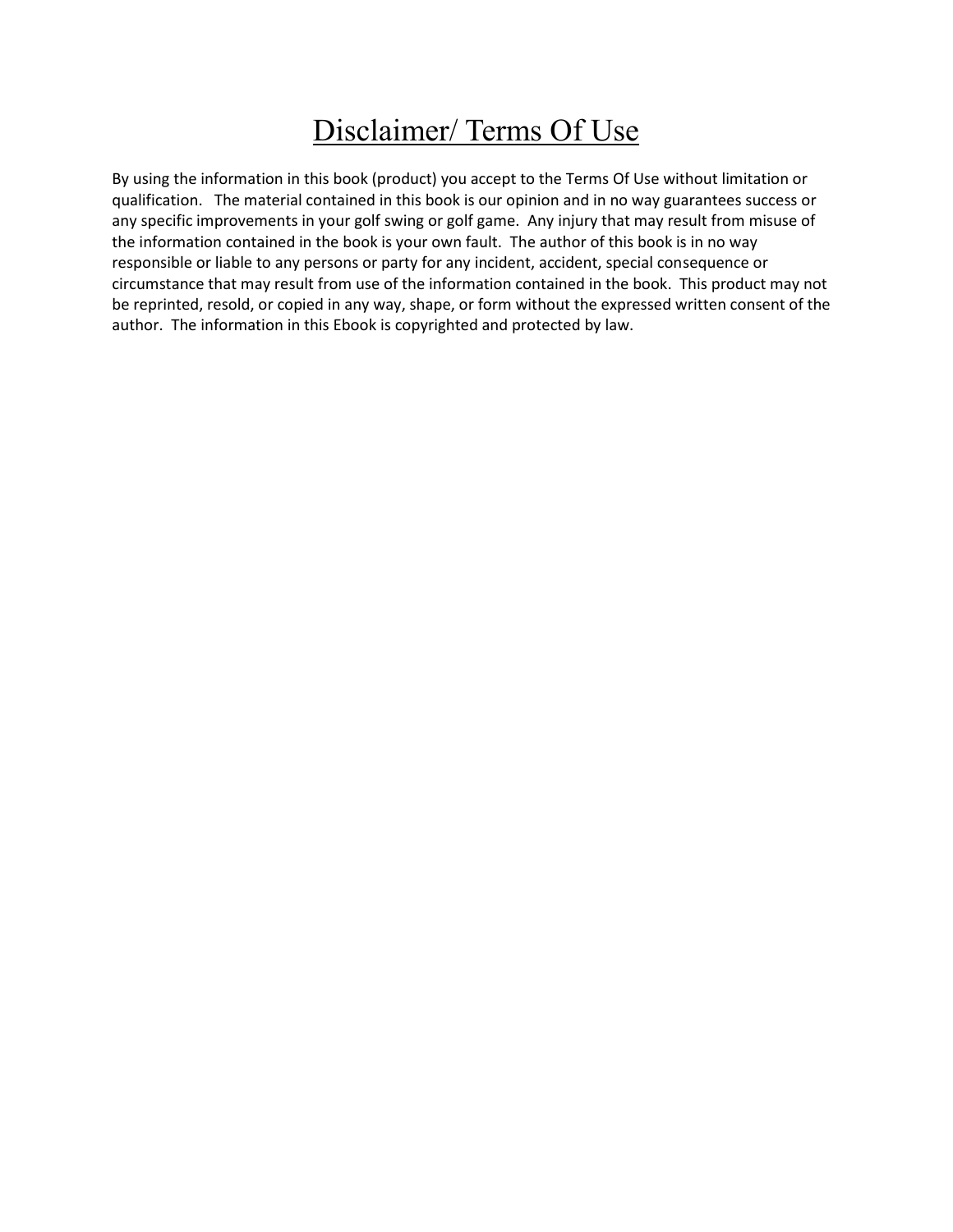# Disclaimer/ Terms Of Use

By using the information in this book (product) you accept to the Terms Of Use without limitation or qualification. The material contained in this book is our opinion and in no way guarantees success or any specific improvements in your golf swing or golf game. Any injury that may result from misuse of the information contained in the book is your own fault. The author of this book is in no way responsible or liable to any persons or party for any incident, accident, special consequence or circumstance that may result from use of the information contained in the book. This product may not be reprinted, resold, or copied in any way, shape, or form without the expressed written consent of the author. The information in this Ebook is copyrighted and protected by law.